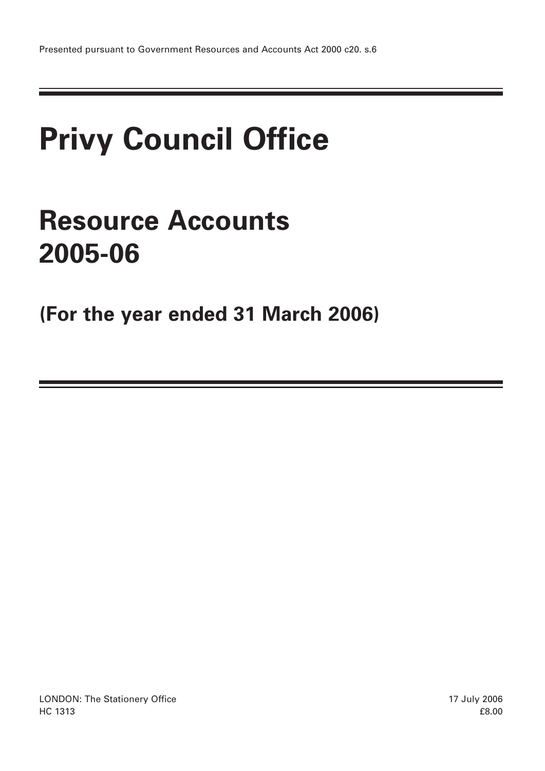Presented pursuant to Government Resources and Accounts Act 2000 c20. s.6

# Privy Council Office

# Resource Accounts 2005-06

## (For the year ended 31 March 2006)

LONDON: The Stationery Office
HC 1313

17 July 2006
£8.00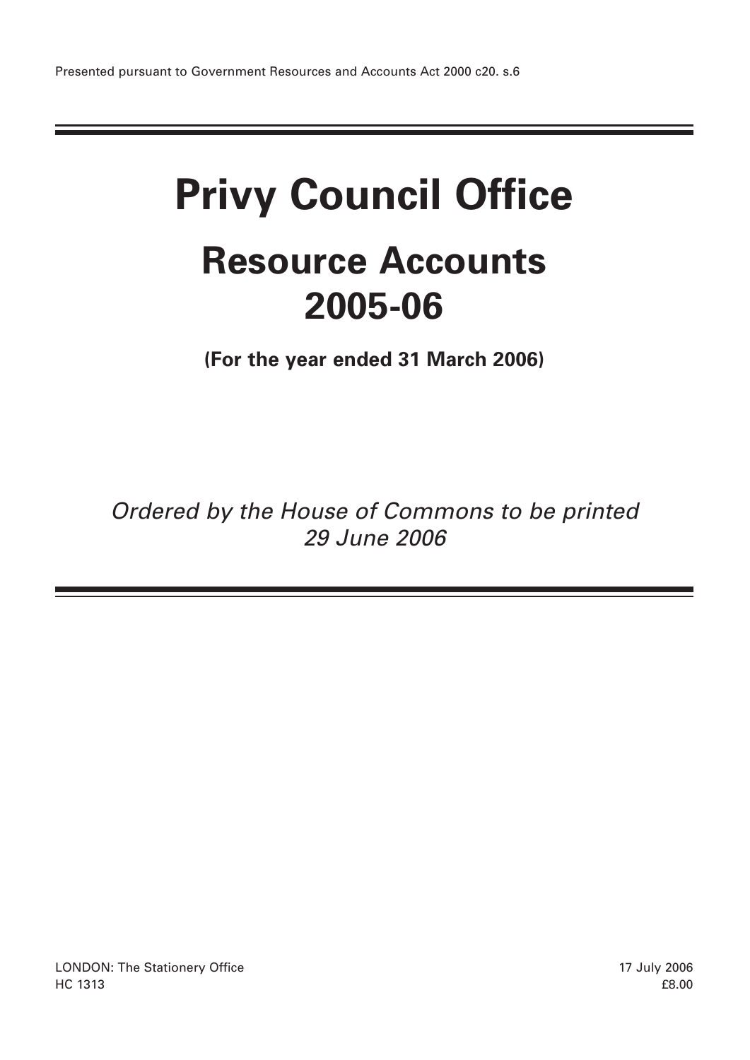Presented pursuant to Government Resources and Accounts Act 2000 c20. s.6

# Privy Council Office

## Resource Accounts 2005-06

**(For the year ended 31 March 2006)**

*Ordered by the House of Commons to be printed 29 June 2006*

LONDON: The Stationery Office
HC 1313

17 July 2006
£8.00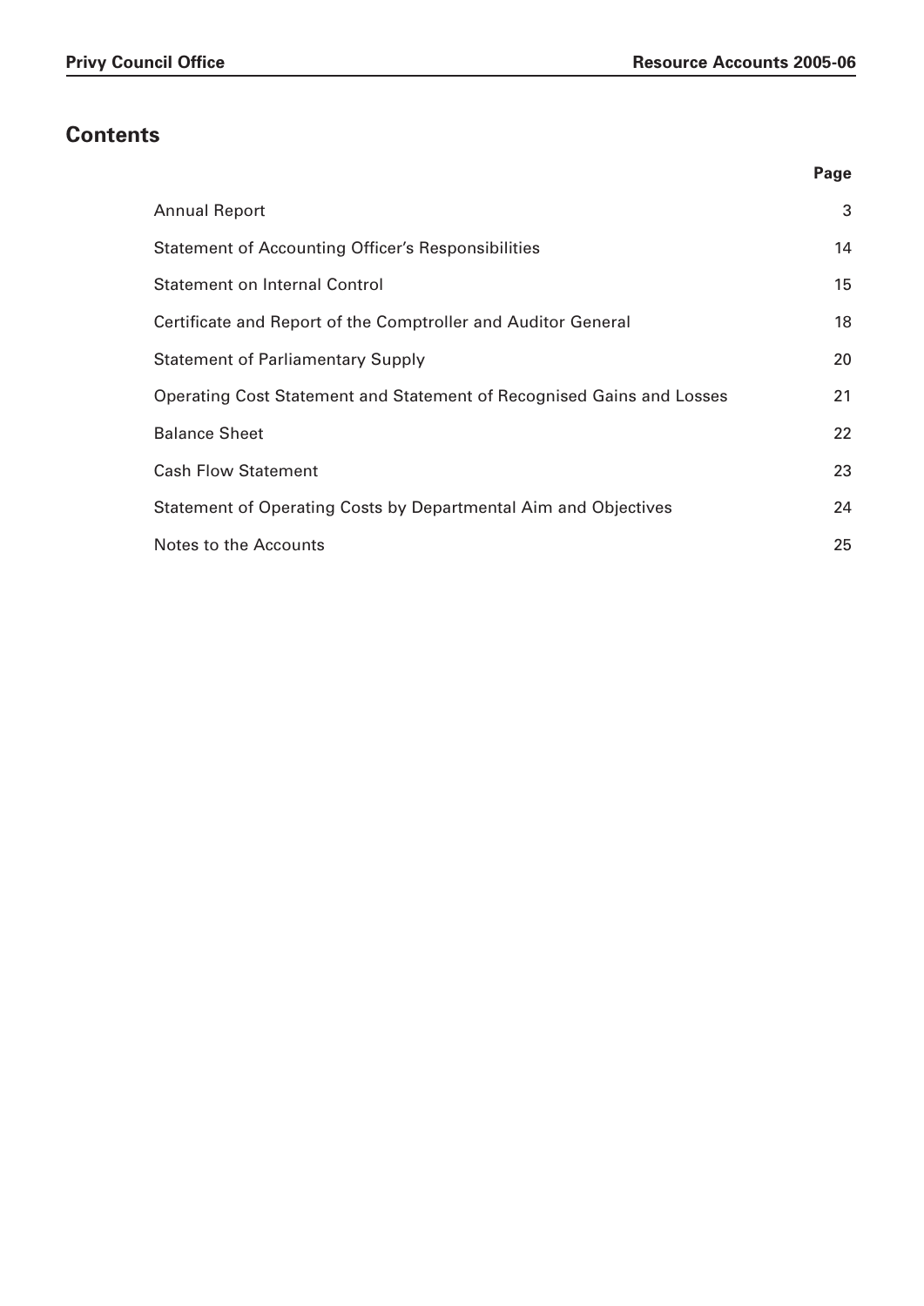# Contents

| | Page |
|---|---|
| Annual Report | 3 |
| Statement of Accounting Officer's Responsibilities | 14 |
| Statement on Internal Control | 15 |
| Certificate and Report of the Comptroller and Auditor General | 18 |
| Statement of Parliamentary Supply | 20 |
| Operating Cost Statement and Statement of Recognised Gains and Losses | 21 |
| Balance Sheet | 22 |
| Cash Flow Statement | 23 |
| Statement of Operating Costs by Departmental Aim and Objectives | 24 |
| Notes to the Accounts | 25 |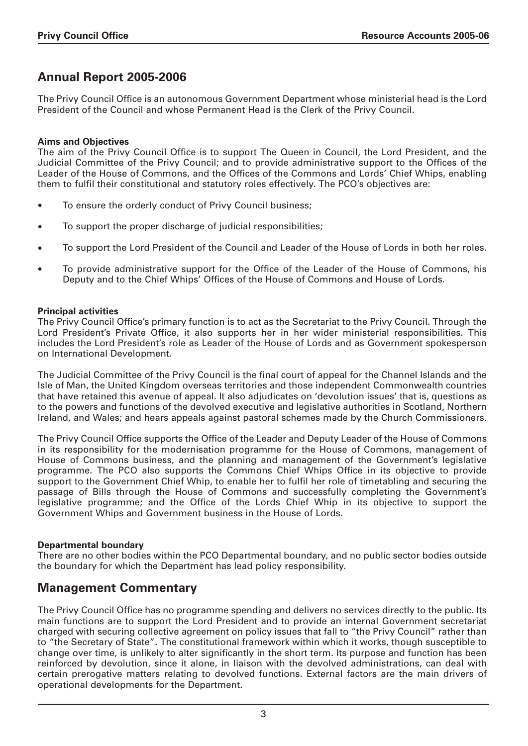## Annual Report 2005-2006

The Privy Council Office is an autonomous Government Department whose ministerial head is the Lord President of the Council and whose Permanent Head is the Clerk of the Privy Council.

**Aims and Objectives**

The aim of the Privy Council Office is to support The Queen in Council, the Lord President, and the Judicial Committee of the Privy Council; and to provide administrative support to the Offices of the Leader of the House of Commons, and the Offices of the Commons and Lords' Chief Whips, enabling them to fulfil their constitutional and statutory roles effectively. The PCO's objectives are:

- To ensure the orderly conduct of Privy Council business;
- To support the proper discharge of judicial responsibilities;
- To support the Lord President of the Council and Leader of the House of Lords in both her roles.
- To provide administrative support for the Office of the Leader of the House of Commons, his Deputy and to the Chief Whips' Offices of the House of Commons and House of Lords.

**Principal activities**

The Privy Council Office's primary function is to act as the Secretariat to the Privy Council. Through the Lord President's Private Office, it also supports her in her wider ministerial responsibilities. This includes the Lord President's role as Leader of the House of Lords and as Government spokesperson on International Development.

The Judicial Committee of the Privy Council is the final court of appeal for the Channel Islands and the Isle of Man, the United Kingdom overseas territories and those independent Commonwealth countries that have retained this avenue of appeal. It also adjudicates on 'devolution issues' that is, questions as to the powers and functions of the devolved executive and legislative authorities in Scotland, Northern Ireland, and Wales; and hears appeals against pastoral schemes made by the Church Commissioners.

The Privy Council Office supports the Office of the Leader and Deputy Leader of the House of Commons in its responsibility for the modernisation programme for the House of Commons, management of House of Commons business, and the planning and management of the Government's legislative programme. The PCO also supports the Commons Chief Whips Office in its objective to provide support to the Government Chief Whip, to enable her to fulfil her role of timetabling and securing the passage of Bills through the House of Commons and successfully completing the Government's legislative programme; and the Office of the Lords Chief Whip in its objective to support the Government Whips and Government business in the House of Lords.

**Departmental boundary**

There are no other bodies within the PCO Departmental boundary, and no public sector bodies outside the boundary for which the Department has lead policy responsibility.

## Management Commentary

The Privy Council Office has no programme spending and delivers no services directly to the public. Its main functions are to support the Lord President and to provide an internal Government secretariat charged with securing collective agreement on policy issues that fall to "the Privy Council" rather than to "the Secretary of State". The constitutional framework within which it works, though susceptible to change over time, is unlikely to alter significantly in the short term. Its purpose and function has been reinforced by devolution, since it alone, in liaison with the devolved administrations, can deal with certain prerogative matters relating to devolved functions. External factors are the main drivers of operational developments for the Department.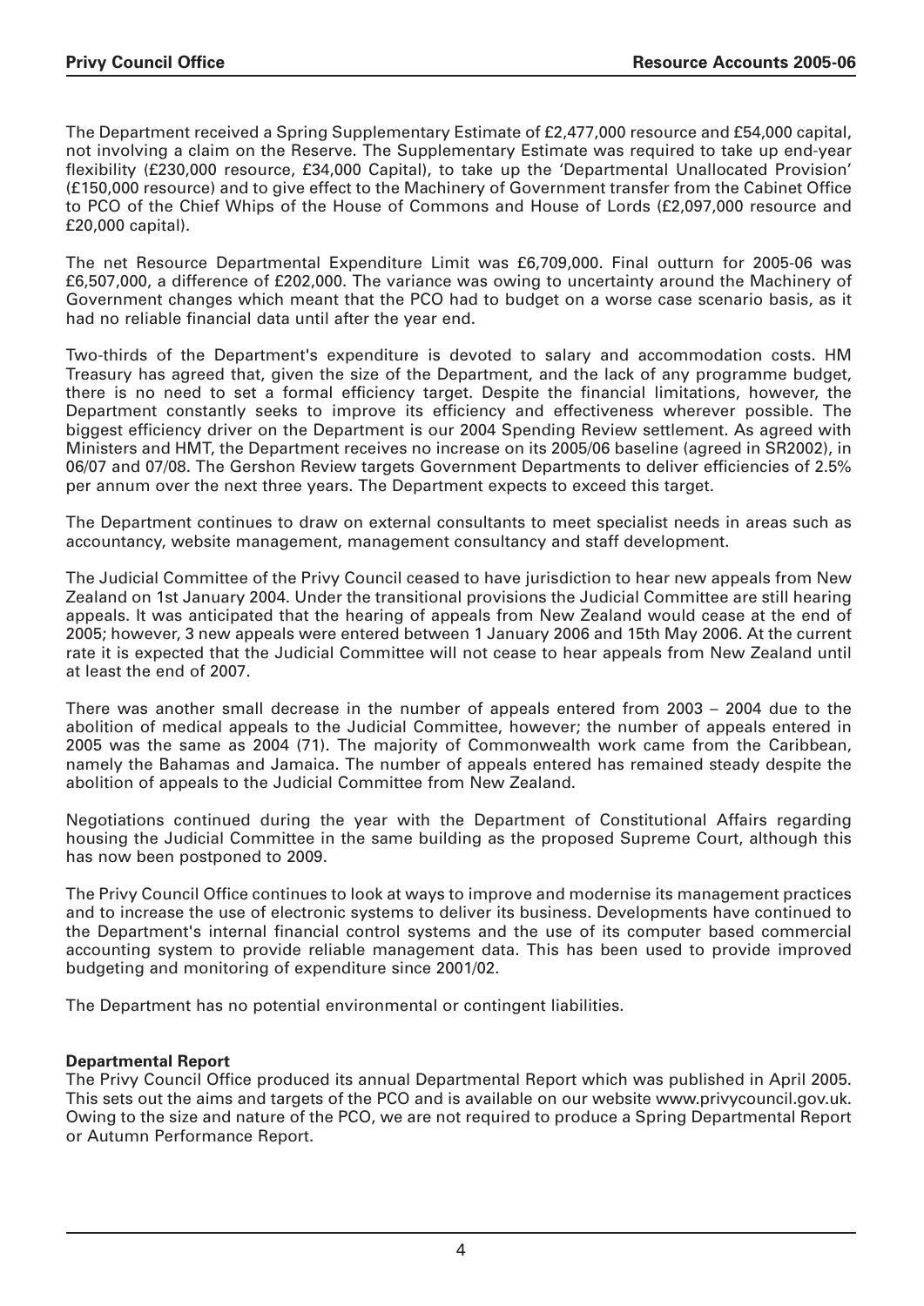The Department received a Spring Supplementary Estimate of £2,477,000 resource and £54,000 capital, not involving a claim on the Reserve. The Supplementary Estimate was required to take up end-year flexibility (£230,000 resource, £34,000 Capital), to take up the 'Departmental Unallocated Provision' (£150,000 resource) and to give effect to the Machinery of Government transfer from the Cabinet Office to PCO of the Chief Whips of the House of Commons and House of Lords (£2,097,000 resource and £20,000 capital).

The net Resource Departmental Expenditure Limit was £6,709,000. Final outturn for 2005-06 was £6,507,000, a difference of £202,000. The variance was owing to uncertainty around the Machinery of Government changes which meant that the PCO had to budget on a worse case scenario basis, as it had no reliable financial data until after the year end.

Two-thirds of the Department's expenditure is devoted to salary and accommodation costs. HM Treasury has agreed that, given the size of the Department, and the lack of any programme budget, there is no need to set a formal efficiency target. Despite the financial limitations, however, the Department constantly seeks to improve its efficiency and effectiveness wherever possible. The biggest efficiency driver on the Department is our 2004 Spending Review settlement. As agreed with Ministers and HMT, the Department receives no increase on its 2005/06 baseline (agreed in SR2002), in 06/07 and 07/08. The Gershon Review targets Government Departments to deliver efficiencies of 2.5% per annum over the next three years. The Department expects to exceed this target.

The Department continues to draw on external consultants to meet specialist needs in areas such as accountancy, website management, management consultancy and staff development.

The Judicial Committee of the Privy Council ceased to have jurisdiction to hear new appeals from New Zealand on 1st January 2004. Under the transitional provisions the Judicial Committee are still hearing appeals. It was anticipated that the hearing of appeals from New Zealand would cease at the end of 2005; however, 3 new appeals were entered between 1 January 2006 and 15th May 2006. At the current rate it is expected that the Judicial Committee will not cease to hear appeals from New Zealand until at least the end of 2007.

There was another small decrease in the number of appeals entered from 2003 – 2004 due to the abolition of medical appeals to the Judicial Committee, however; the number of appeals entered in 2005 was the same as 2004 (71). The majority of Commonwealth work came from the Caribbean, namely the Bahamas and Jamaica. The number of appeals entered has remained steady despite the abolition of appeals to the Judicial Committee from New Zealand.

Negotiations continued during the year with the Department of Constitutional Affairs regarding housing the Judicial Committee in the same building as the proposed Supreme Court, although this has now been postponed to 2009.

The Privy Council Office continues to look at ways to improve and modernise its management practices and to increase the use of electronic systems to deliver its business. Developments have continued to the Department's internal financial control systems and the use of its computer based commercial accounting system to provide reliable management data. This has been used to provide improved budgeting and monitoring of expenditure since 2001/02.

The Department has no potential environmental or contingent liabilities.

**Departmental Report**

The Privy Council Office produced its annual Departmental Report which was published in April 2005. This sets out the aims and targets of the PCO and is available on our website www.privycouncil.gov.uk. Owing to the size and nature of the PCO, we are not required to produce a Spring Departmental Report or Autumn Performance Report.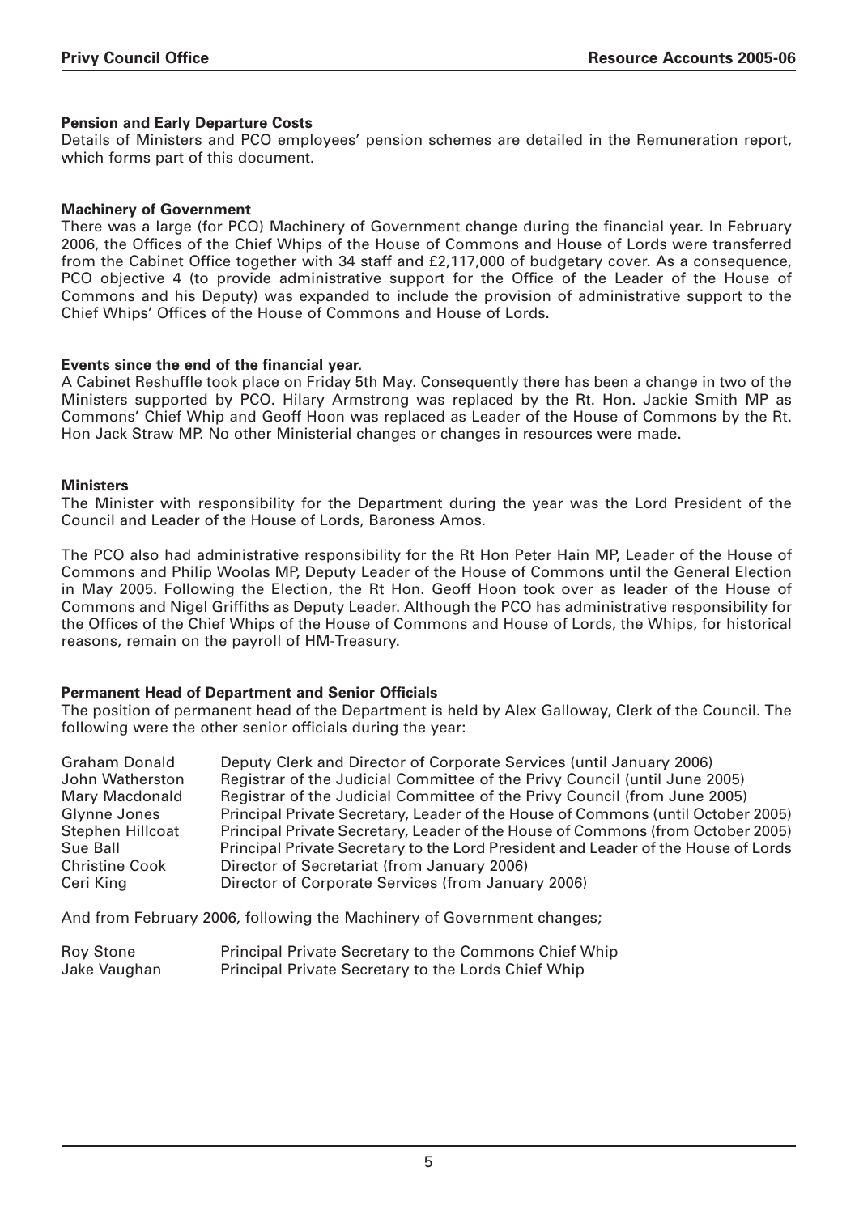### Pension and Early Departure Costs

Details of Ministers and PCO employees' pension schemes are detailed in the Remuneration report, which forms part of this document.

### Machinery of Government

There was a large (for PCO) Machinery of Government change during the financial year. In February 2006, the Offices of the Chief Whips of the House of Commons and House of Lords were transferred from the Cabinet Office together with 34 staff and £2,117,000 of budgetary cover. As a consequence, PCO objective 4 (to provide administrative support for the Office of the Leader of the House of Commons and his Deputy) was expanded to include the provision of administrative support to the Chief Whips' Offices of the House of Commons and House of Lords.

### Events since the end of the financial year.

A Cabinet Reshuffle took place on Friday 5th May. Consequently there has been a change in two of the Ministers supported by PCO. Hilary Armstrong was replaced by the Rt. Hon. Jackie Smith MP as Commons' Chief Whip and Geoff Hoon was replaced as Leader of the House of Commons by the Rt. Hon Jack Straw MP. No other Ministerial changes or changes in resources were made.

### Ministers

The Minister with responsibility for the Department during the year was the Lord President of the Council and Leader of the House of Lords, Baroness Amos.

The PCO also had administrative responsibility for the Rt Hon Peter Hain MP, Leader of the House of Commons and Philip Woolas MP, Deputy Leader of the House of Commons until the General Election in May 2005. Following the Election, the Rt Hon. Geoff Hoon took over as leader of the House of Commons and Nigel Griffiths as Deputy Leader. Although the PCO has administrative responsibility for the Offices of the Chief Whips of the House of Commons and House of Lords, the Whips, for historical reasons, remain on the payroll of HM-Treasury.

### Permanent Head of Department and Senior Officials

The position of permanent head of the Department is held by Alex Galloway, Clerk of the Council. The following were the other senior officials during the year:

| | |
|---|---|
| Graham Donald | Deputy Clerk and Director of Corporate Services (until January 2006) |
| John Watherston | Registrar of the Judicial Committee of the Privy Council (until June 2005) |
| Mary Macdonald | Registrar of the Judicial Committee of the Privy Council (from June 2005) |
| Glynne Jones | Principal Private Secretary, Leader of the House of Commons (until October 2005) |
| Stephen Hillcoat | Principal Private Secretary, Leader of the House of Commons (from October 2005) |
| Sue Ball | Principal Private Secretary to the Lord President and Leader of the House of Lords |
| Christine Cook | Director of Secretariat (from January 2006) |
| Ceri King | Director of Corporate Services (from January 2006) |

And from February 2006, following the Machinery of Government changes;

| | |
|---|---|
| Roy Stone | Principal Private Secretary to the Commons Chief Whip |
| Jake Vaughan | Principal Private Secretary to the Lords Chief Whip |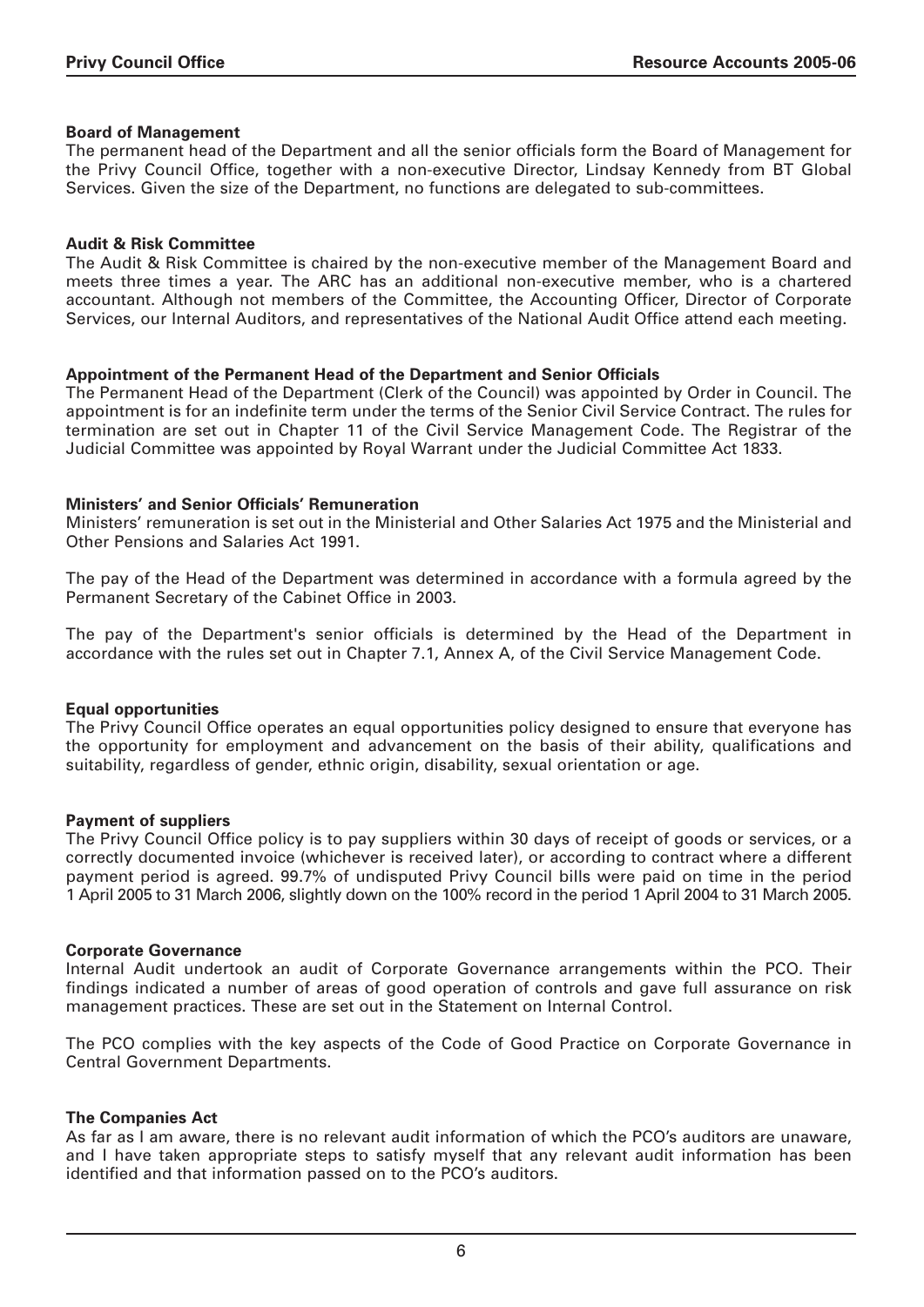**Board of Management**

The permanent head of the Department and all the senior officials form the Board of Management for the Privy Council Office, together with a non-executive Director, Lindsay Kennedy from BT Global Services. Given the size of the Department, no functions are delegated to sub-committees.

**Audit & Risk Committee**

The Audit & Risk Committee is chaired by the non-executive member of the Management Board and meets three times a year. The ARC has an additional non-executive member, who is a chartered accountant. Although not members of the Committee, the Accounting Officer, Director of Corporate Services, our Internal Auditors, and representatives of the National Audit Office attend each meeting.

**Appointment of the Permanent Head of the Department and Senior Officials**

The Permanent Head of the Department (Clerk of the Council) was appointed by Order in Council. The appointment is for an indefinite term under the terms of the Senior Civil Service Contract. The rules for termination are set out in Chapter 11 of the Civil Service Management Code. The Registrar of the Judicial Committee was appointed by Royal Warrant under the Judicial Committee Act 1833.

**Ministers' and Senior Officials' Remuneration**

Ministers' remuneration is set out in the Ministerial and Other Salaries Act 1975 and the Ministerial and Other Pensions and Salaries Act 1991.

The pay of the Head of the Department was determined in accordance with a formula agreed by the Permanent Secretary of the Cabinet Office in 2003.

The pay of the Department's senior officials is determined by the Head of the Department in accordance with the rules set out in Chapter 7.1, Annex A, of the Civil Service Management Code.

**Equal opportunities**

The Privy Council Office operates an equal opportunities policy designed to ensure that everyone has the opportunity for employment and advancement on the basis of their ability, qualifications and suitability, regardless of gender, ethnic origin, disability, sexual orientation or age.

**Payment of suppliers**

The Privy Council Office policy is to pay suppliers within 30 days of receipt of goods or services, or a correctly documented invoice (whichever is received later), or according to contract where a different payment period is agreed. 99.7% of undisputed Privy Council bills were paid on time in the period 1 April 2005 to 31 March 2006, slightly down on the 100% record in the period 1 April 2004 to 31 March 2005.

**Corporate Governance**

Internal Audit undertook an audit of Corporate Governance arrangements within the PCO. Their findings indicated a number of areas of good operation of controls and gave full assurance on risk management practices. These are set out in the Statement on Internal Control.

The PCO complies with the key aspects of the Code of Good Practice on Corporate Governance in Central Government Departments.

**The Companies Act**

As far as I am aware, there is no relevant audit information of which the PCO's auditors are unaware, and I have taken appropriate steps to satisfy myself that any relevant audit information has been identified and that information passed on to the PCO's auditors.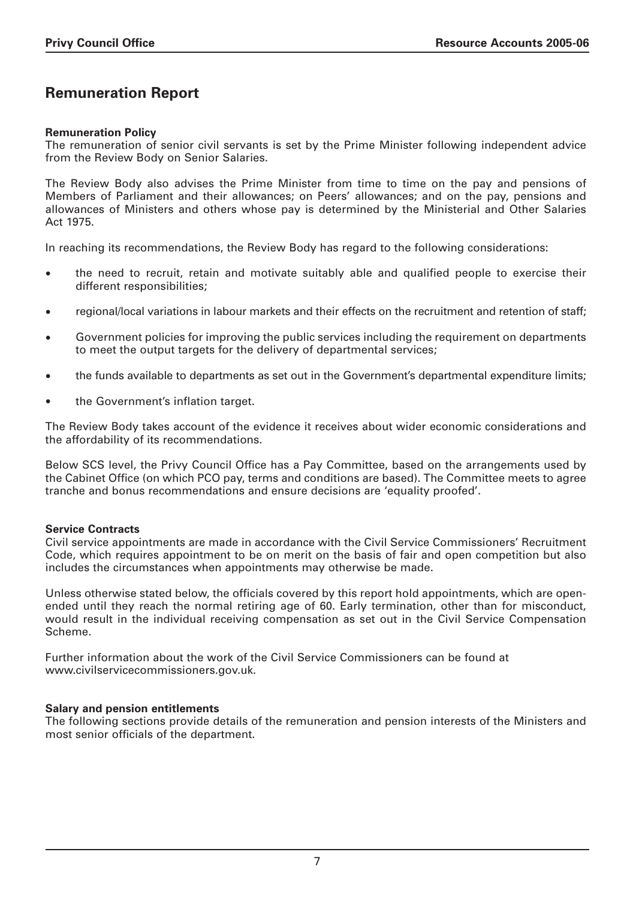## Remuneration Report

### Remuneration Policy

The remuneration of senior civil servants is set by the Prime Minister following independent advice from the Review Body on Senior Salaries.

The Review Body also advises the Prime Minister from time to time on the pay and pensions of Members of Parliament and their allowances; on Peers' allowances; and on the pay, pensions and allowances of Ministers and others whose pay is determined by the Ministerial and Other Salaries Act 1975.

In reaching its recommendations, the Review Body has regard to the following considerations:

- the need to recruit, retain and motivate suitably able and qualified people to exercise their different responsibilities;
- regional/local variations in labour markets and their effects on the recruitment and retention of staff;
- Government policies for improving the public services including the requirement on departments to meet the output targets for the delivery of departmental services;
- the funds available to departments as set out in the Government's departmental expenditure limits;
- the Government's inflation target.

The Review Body takes account of the evidence it receives about wider economic considerations and the affordability of its recommendations.

Below SCS level, the Privy Council Office has a Pay Committee, based on the arrangements used by the Cabinet Office (on which PCO pay, terms and conditions are based). The Committee meets to agree tranche and bonus recommendations and ensure decisions are 'equality proofed'.

### Service Contracts

Civil service appointments are made in accordance with the Civil Service Commissioners' Recruitment Code, which requires appointment to be on merit on the basis of fair and open competition but also includes the circumstances when appointments may otherwise be made.

Unless otherwise stated below, the officials covered by this report hold appointments, which are open-ended until they reach the normal retiring age of 60. Early termination, other than for misconduct, would result in the individual receiving compensation as set out in the Civil Service Compensation Scheme.

Further information about the work of the Civil Service Commissioners can be found at www.civilservicecommissioners.gov.uk.

### Salary and pension entitlements

The following sections provide details of the remuneration and pension interests of the Ministers and most senior officials of the department.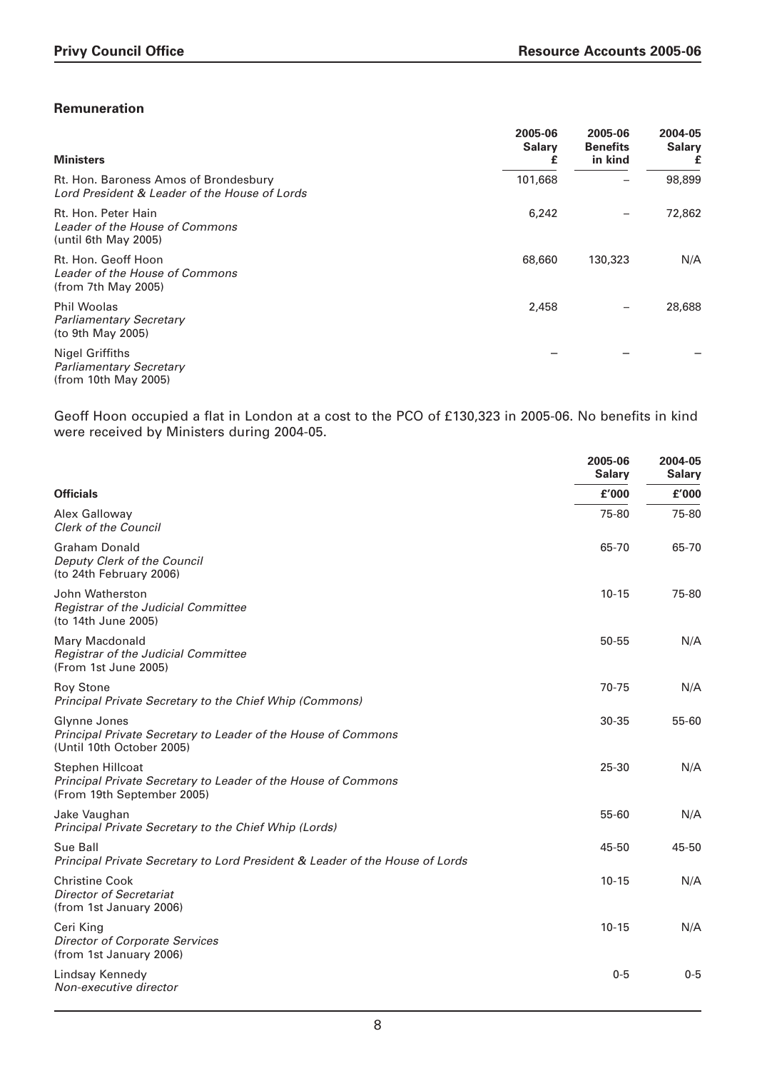### Remuneration

| Ministers | 2005-06 Salary £ | 2005-06 Benefits in kind | 2004-05 Salary £ |
|---|---|---|---|
| Rt. Hon. Baroness Amos of Brondesbury<br>*Lord President & Leader of the House of Lords* | 101,668 | – | 98,899 |
| Rt. Hon. Peter Hain<br>*Leader of the House of Commons*<br>(until 6th May 2005) | 6,242 | – | 72,862 |
| Rt. Hon. Geoff Hoon<br>*Leader of the House of Commons*<br>(from 7th May 2005) | 68,660 | 130,323 | N/A |
| Phil Woolas<br>*Parliamentary Secretary*<br>(to 9th May 2005) | 2,458 | – | 28,688 |
| Nigel Griffiths<br>*Parliamentary Secretary*<br>(from 10th May 2005) | – | – | – |

Geoff Hoon occupied a flat in London at a cost to the PCO of £130,323 in 2005-06. No benefits in kind were received by Ministers during 2004-05.

| Officials | 2005-06 Salary £'000 | 2004-05 Salary £'000 |
|---|---|---|
| Alex Galloway<br>*Clerk of the Council* | 75-80 | 75-80 |
| Graham Donald<br>*Deputy Clerk of the Council*<br>(to 24th February 2006) | 65-70 | 65-70 |
| John Watherston<br>*Registrar of the Judicial Committee*<br>(to 14th June 2005) | 10-15 | 75-80 |
| Mary Macdonald<br>*Registrar of the Judicial Committee*<br>(From 1st June 2005) | 50-55 | N/A |
| Roy Stone<br>*Principal Private Secretary to the Chief Whip (Commons)* | 70-75 | N/A |
| Glynne Jones<br>*Principal Private Secretary to Leader of the House of Commons*<br>(Until 10th October 2005) | 30-35 | 55-60 |
| Stephen Hillcoat<br>*Principal Private Secretary to Leader of the House of Commons*<br>(From 19th September 2005) | 25-30 | N/A |
| Jake Vaughan<br>*Principal Private Secretary to the Chief Whip (Lords)* | 55-60 | N/A |
| Sue Ball<br>*Principal Private Secretary to Lord President & Leader of the House of Lords* | 45-50 | 45-50 |
| Christine Cook<br>*Director of Secretariat*<br>(from 1st January 2006) | 10-15 | N/A |
| Ceri King<br>*Director of Corporate Services*<br>(from 1st January 2006) | 10-15 | N/A |
| Lindsay Kennedy<br>*Non-executive director* | 0-5 | 0-5 |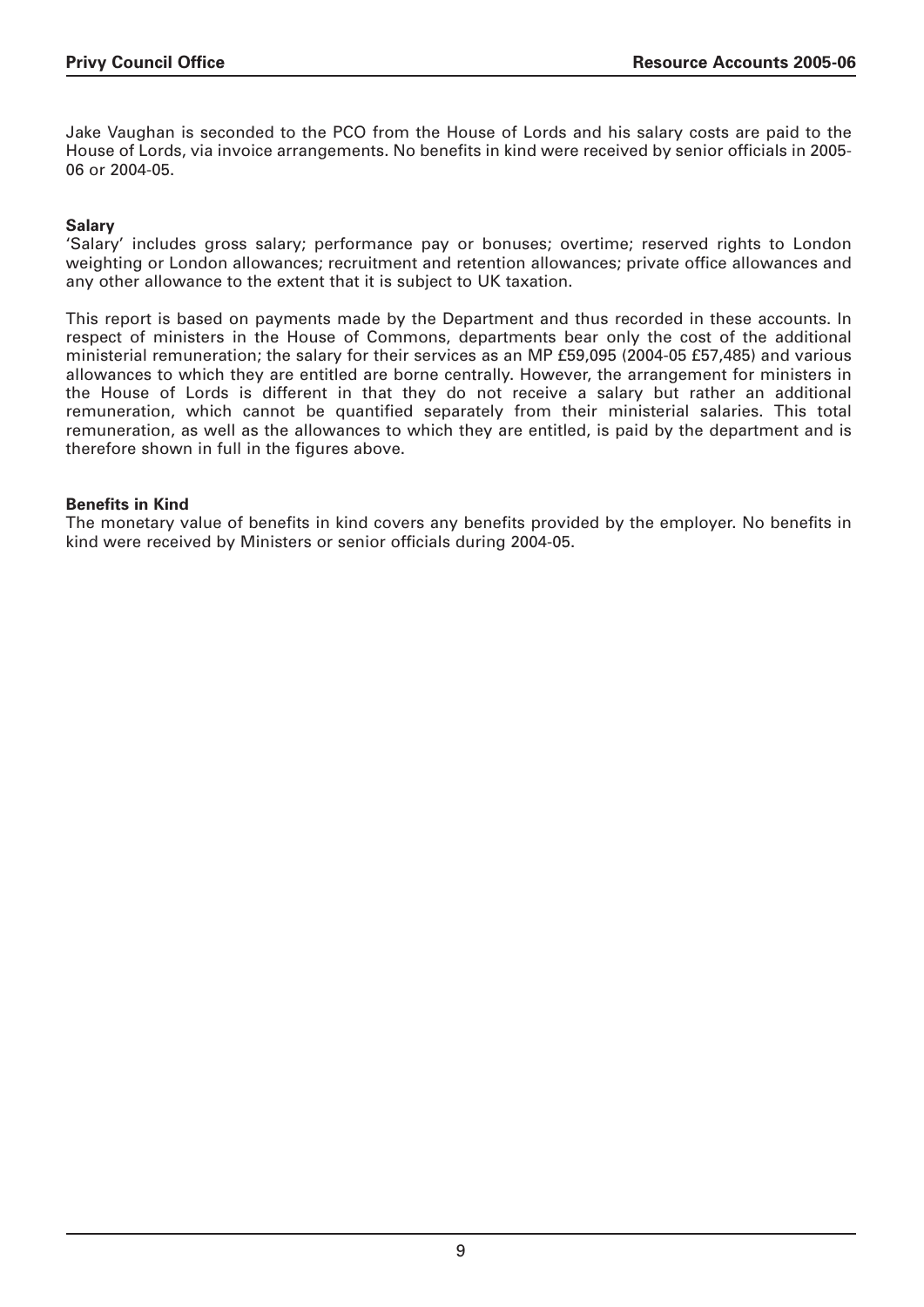Jake Vaughan is seconded to the PCO from the House of Lords and his salary costs are paid to the House of Lords, via invoice arrangements. No benefits in kind were received by senior officials in 2005-06 or 2004-05.

**Salary**

'Salary' includes gross salary; performance pay or bonuses; overtime; reserved rights to London weighting or London allowances; recruitment and retention allowances; private office allowances and any other allowance to the extent that it is subject to UK taxation.

This report is based on payments made by the Department and thus recorded in these accounts. In respect of ministers in the House of Commons, departments bear only the cost of the additional ministerial remuneration; the salary for their services as an MP £59,095 (2004-05 £57,485) and various allowances to which they are entitled are borne centrally. However, the arrangement for ministers in the House of Lords is different in that they do not receive a salary but rather an additional remuneration, which cannot be quantified separately from their ministerial salaries. This total remuneration, as well as the allowances to which they are entitled, is paid by the department and is therefore shown in full in the figures above.

**Benefits in Kind**

The monetary value of benefits in kind covers any benefits provided by the employer. No benefits in kind were received by Ministers or senior officials during 2004-05.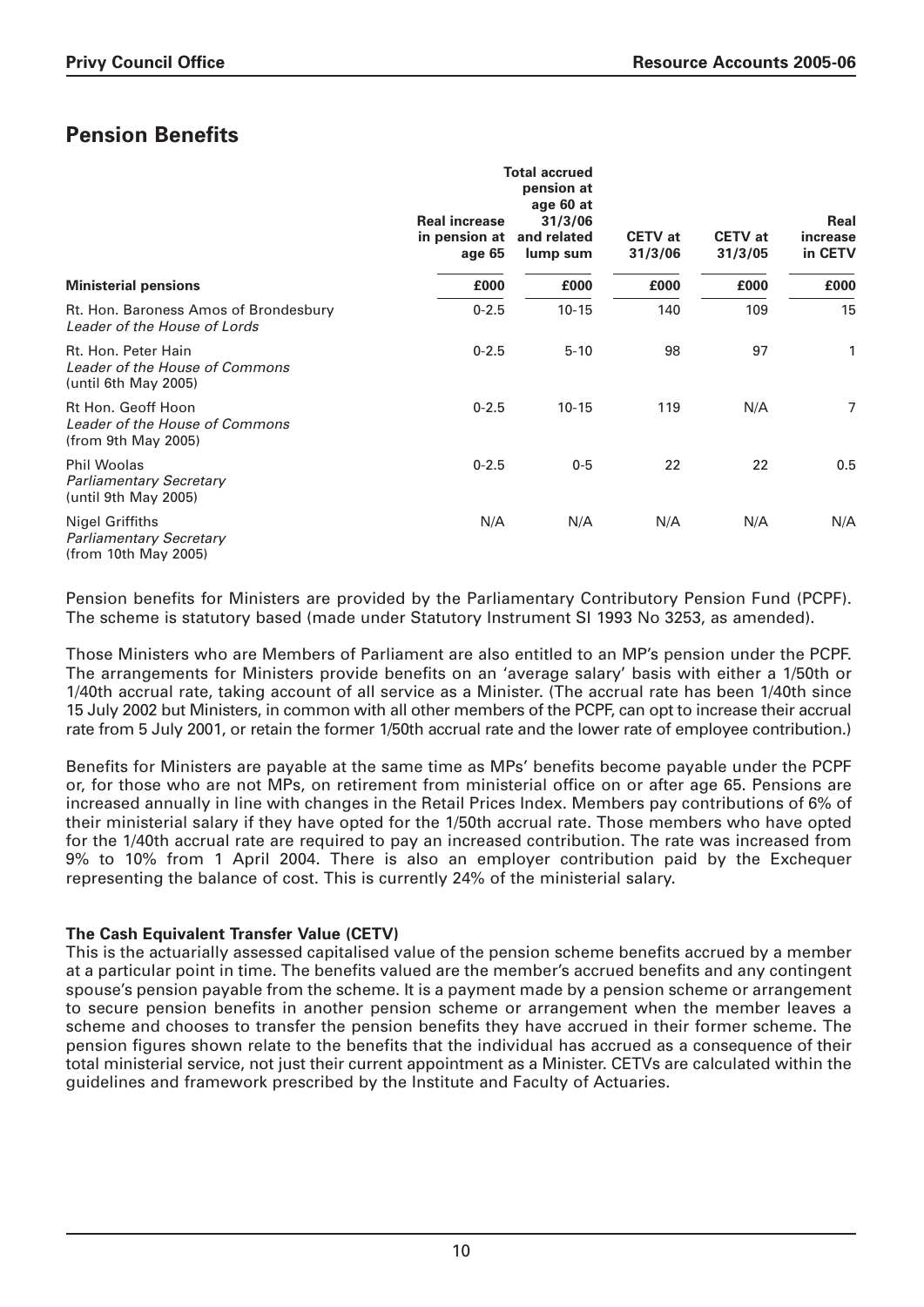## Pension Benefits

| Ministerial pensions | Real increase in pension at age 65 | Total accrued pension at age 60 at 31/3/06 and related lump sum | CETV at 31/3/06 | CETV at 31/3/05 | Real increase in CETV |
|---|---|---|---|---|---|
| | £000 | £000 | £000 | £000 | £000 |
| Rt. Hon. Baroness Amos of Brondesbury *Leader of the House of Lords* | 0-2.5 | 10-15 | 140 | 109 | 15 |
| Rt. Hon. Peter Hain *Leader of the House of Commons* (until 6th May 2005) | 0-2.5 | 5-10 | 98 | 97 | 1 |
| Rt Hon. Geoff Hoon *Leader of the House of Commons* (from 9th May 2005) | 0-2.5 | 10-15 | 119 | N/A | 7 |
| Phil Woolas *Parliamentary Secretary* (until 9th May 2005) | 0-2.5 | 0-5 | 22 | 22 | 0.5 |
| Nigel Griffiths *Parliamentary Secretary* (from 10th May 2005) | N/A | N/A | N/A | N/A | N/A |

Pension benefits for Ministers are provided by the Parliamentary Contributory Pension Fund (PCPF). The scheme is statutory based (made under Statutory Instrument SI 1993 No 3253, as amended).

Those Ministers who are Members of Parliament are also entitled to an MP's pension under the PCPF. The arrangements for Ministers provide benefits on an 'average salary' basis with either a 1/50th or 1/40th accrual rate, taking account of all service as a Minister. (The accrual rate has been 1/40th since 15 July 2002 but Ministers, in common with all other members of the PCPF, can opt to increase their accrual rate from 5 July 2001, or retain the former 1/50th accrual rate and the lower rate of employee contribution.)

Benefits for Ministers are payable at the same time as MPs' benefits become payable under the PCPF or, for those who are not MPs, on retirement from ministerial office on or after age 65. Pensions are increased annually in line with changes in the Retail Prices Index. Members pay contributions of 6% of their ministerial salary if they have opted for the 1/50th accrual rate. Those members who have opted for the 1/40th accrual rate are required to pay an increased contribution. The rate was increased from 9% to 10% from 1 April 2004. There is also an employer contribution paid by the Exchequer representing the balance of cost. This is currently 24% of the ministerial salary.

**The Cash Equivalent Transfer Value (CETV)**

This is the actuarially assessed capitalised value of the pension scheme benefits accrued by a member at a particular point in time. The benefits valued are the member's accrued benefits and any contingent spouse's pension payable from the scheme. It is a payment made by a pension scheme or arrangement to secure pension benefits in another pension scheme or arrangement when the member leaves a scheme and chooses to transfer the pension benefits they have accrued in their former scheme. The pension figures shown relate to the benefits that the individual has accrued as a consequence of their total ministerial service, not just their current appointment as a Minister. CETVs are calculated within the guidelines and framework prescribed by the Institute and Faculty of Actuaries.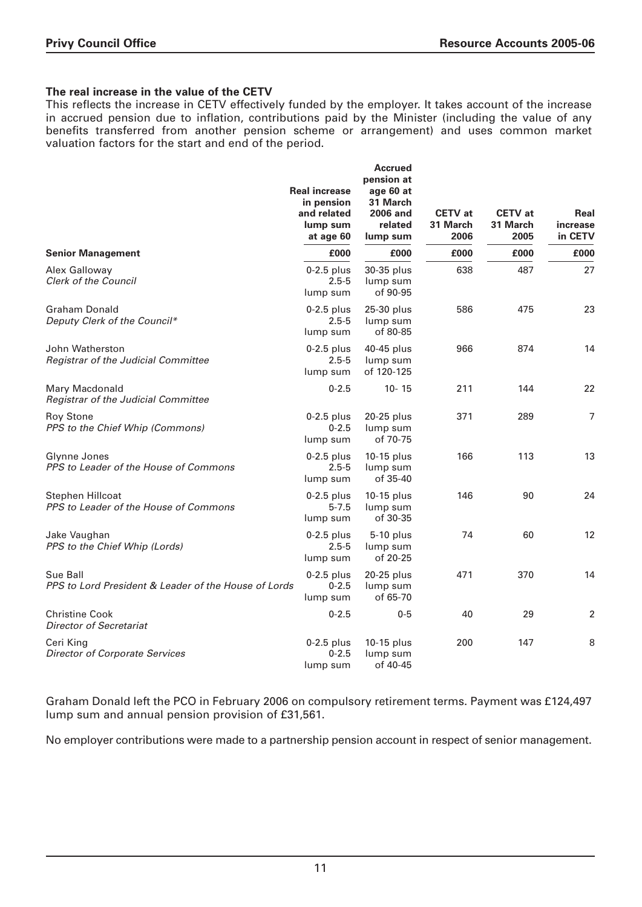**The real increase in the value of the CETV**

This reflects the increase in CETV effectively funded by the employer. It takes account of the increase in accrued pension due to inflation, contributions paid by the Minister (including the value of any benefits transferred from another pension scheme or arrangement) and uses common market valuation factors for the start and end of the period.

| Senior Management | Real increase in pension and related lump sum at age 60<br>£000 | Accrued pension at age 60 at 31 March 2006 and related lump sum<br>£000 | CETV at 31 March 2006<br>£000 | CETV at 31 March 2005<br>£000 | Real increase in CETV<br>£000 |
|---|---|---|---|---|---|
| Alex Galloway<br>*Clerk of the Council* | 0-2.5 plus 2.5-5 lump sum | 30-35 plus lump sum of 90-95 | 638 | 487 | 27 |
| Graham Donald<br>*Deputy Clerk of the Council** | 0-2.5 plus 2.5-5 lump sum | 25-30 plus lump sum of 80-85 | 586 | 475 | 23 |
| John Watherston<br>*Registrar of the Judicial Committee* | 0-2.5 plus 2.5-5 lump sum | 40-45 plus lump sum of 120-125 | 966 | 874 | 14 |
| Mary Macdonald<br>*Registrar of the Judicial Committee* | 0-2.5 | 10- 15 | 211 | 144 | 22 |
| Roy Stone<br>*PPS to the Chief Whip (Commons)* | 0-2.5 plus 0-2.5 lump sum | 20-25 plus lump sum of 70-75 | 371 | 289 | 7 |
| Glynne Jones<br>*PPS to Leader of the House of Commons* | 0-2.5 plus 2.5-5 lump sum | 10-15 plus lump sum of 35-40 | 166 | 113 | 13 |
| Stephen Hillcoat<br>*PPS to Leader of the House of Commons* | 0-2.5 plus 5-7.5 lump sum | 10-15 plus lump sum of 30-35 | 146 | 90 | 24 |
| Jake Vaughan<br>*PPS to the Chief Whip (Lords)* | 0-2.5 plus 2.5-5 lump sum | 5-10 plus lump sum of 20-25 | 74 | 60 | 12 |
| Sue Ball<br>*PPS to Lord President & Leader of the House of Lords* | 0-2.5 plus 0-2.5 lump sum | 20-25 plus lump sum of 65-70 | 471 | 370 | 14 |
| Christine Cook<br>*Director of Secretariat* | 0-2.5 | 0-5 | 40 | 29 | 2 |
| Ceri King<br>*Director of Corporate Services* | 0-2.5 plus 0-2.5 lump sum | 10-15 plus lump sum of 40-45 | 200 | 147 | 8 |

Graham Donald left the PCO in February 2006 on compulsory retirement terms. Payment was £124,497 lump sum and annual pension provision of £31,561.

No employer contributions were made to a partnership pension account in respect of senior management.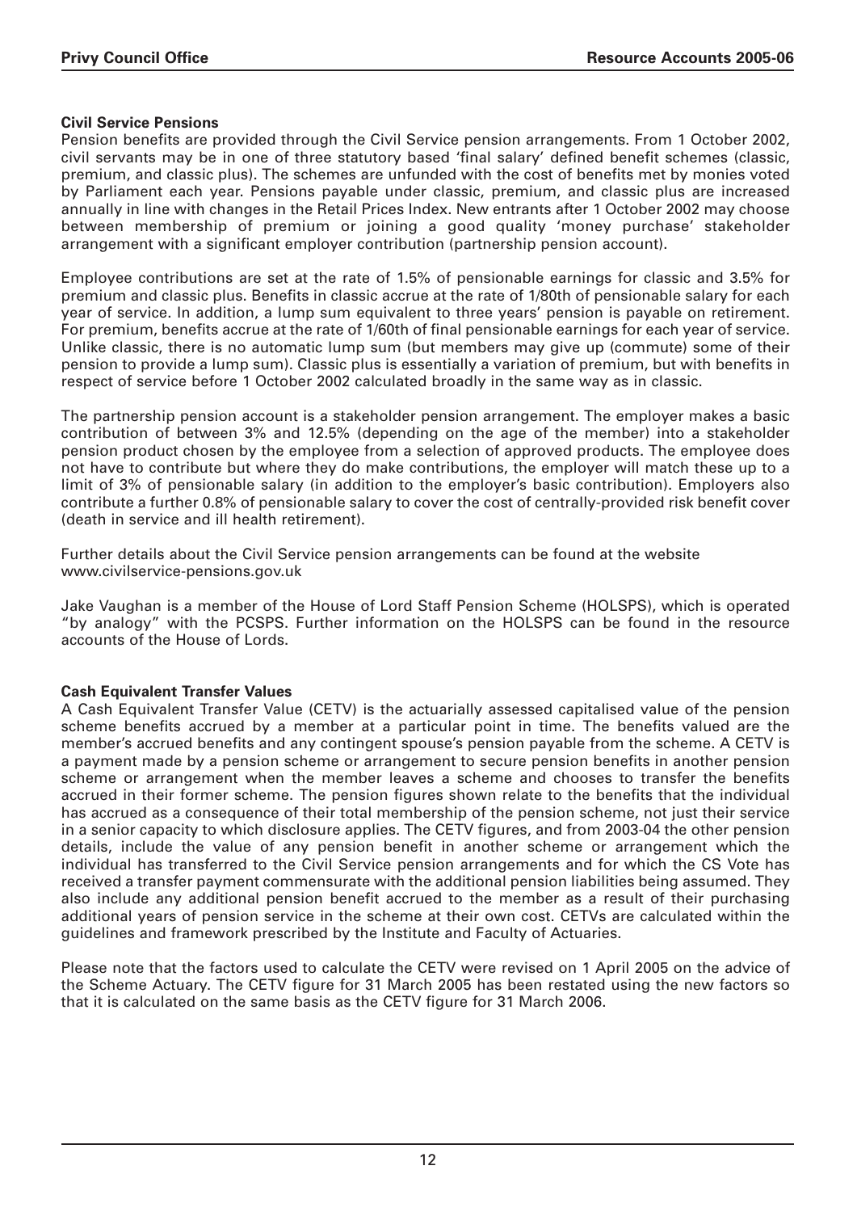**Civil Service Pensions**

Pension benefits are provided through the Civil Service pension arrangements. From 1 October 2002, civil servants may be in one of three statutory based 'final salary' defined benefit schemes (classic, premium, and classic plus). The schemes are unfunded with the cost of benefits met by monies voted by Parliament each year. Pensions payable under classic, premium, and classic plus are increased annually in line with changes in the Retail Prices Index. New entrants after 1 October 2002 may choose between membership of premium or joining a good quality 'money purchase' stakeholder arrangement with a significant employer contribution (partnership pension account).

Employee contributions are set at the rate of 1.5% of pensionable earnings for classic and 3.5% for premium and classic plus. Benefits in classic accrue at the rate of 1/80th of pensionable salary for each year of service. In addition, a lump sum equivalent to three years' pension is payable on retirement. For premium, benefits accrue at the rate of 1/60th of final pensionable earnings for each year of service. Unlike classic, there is no automatic lump sum (but members may give up (commute) some of their pension to provide a lump sum). Classic plus is essentially a variation of premium, but with benefits in respect of service before 1 October 2002 calculated broadly in the same way as in classic.

The partnership pension account is a stakeholder pension arrangement. The employer makes a basic contribution of between 3% and 12.5% (depending on the age of the member) into a stakeholder pension product chosen by the employee from a selection of approved products. The employee does not have to contribute but where they do make contributions, the employer will match these up to a limit of 3% of pensionable salary (in addition to the employer's basic contribution). Employers also contribute a further 0.8% of pensionable salary to cover the cost of centrally-provided risk benefit cover (death in service and ill health retirement).

Further details about the Civil Service pension arrangements can be found at the website www.civilservice-pensions.gov.uk

Jake Vaughan is a member of the House of Lord Staff Pension Scheme (HOLSPS), which is operated "by analogy" with the PCSPS. Further information on the HOLSPS can be found in the resource accounts of the House of Lords.

**Cash Equivalent Transfer Values**

A Cash Equivalent Transfer Value (CETV) is the actuarially assessed capitalised value of the pension scheme benefits accrued by a member at a particular point in time. The benefits valued are the member's accrued benefits and any contingent spouse's pension payable from the scheme. A CETV is a payment made by a pension scheme or arrangement to secure pension benefits in another pension scheme or arrangement when the member leaves a scheme and chooses to transfer the benefits accrued in their former scheme. The pension figures shown relate to the benefits that the individual has accrued as a consequence of their total membership of the pension scheme, not just their service in a senior capacity to which disclosure applies. The CETV figures, and from 2003-04 the other pension details, include the value of any pension benefit in another scheme or arrangement which the individual has transferred to the Civil Service pension arrangements and for which the CS Vote has received a transfer payment commensurate with the additional pension liabilities being assumed. They also include any additional pension benefit accrued to the member as a result of their purchasing additional years of pension service in the scheme at their own cost. CETVs are calculated within the guidelines and framework prescribed by the Institute and Faculty of Actuaries.

Please note that the factors used to calculate the CETV were revised on 1 April 2005 on the advice of the Scheme Actuary. The CETV figure for 31 March 2005 has been restated using the new factors so that it is calculated on the same basis as the CETV figure for 31 March 2006.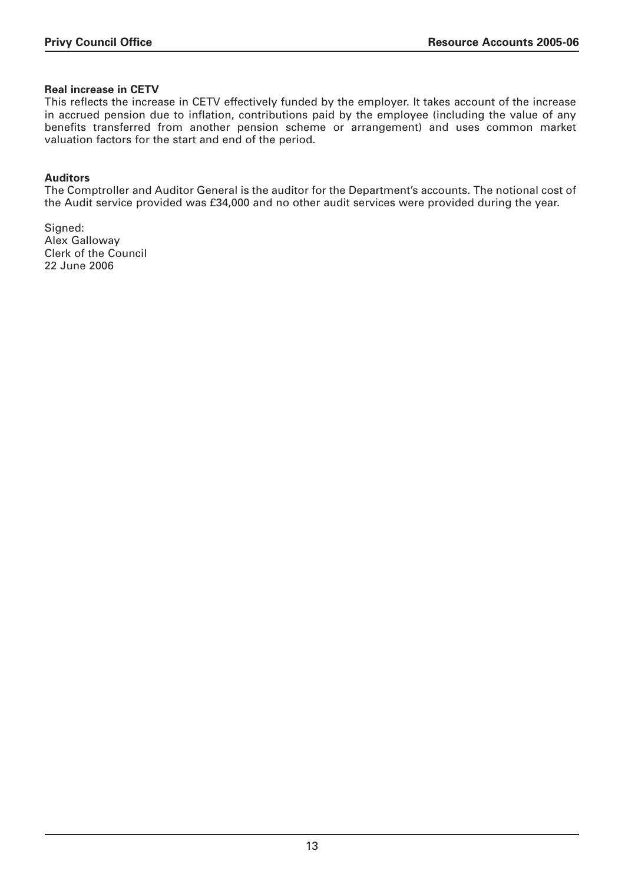**Real increase in CETV**

This reflects the increase in CETV effectively funded by the employer. It takes account of the increase in accrued pension due to inflation, contributions paid by the employee (including the value of any benefits transferred from another pension scheme or arrangement) and uses common market valuation factors for the start and end of the period.

**Auditors**

The Comptroller and Auditor General is the auditor for the Department's accounts. The notional cost of the Audit service provided was £34,000 and no other audit services were provided during the year.

Signed:
Alex Galloway
Clerk of the Council
22 June 2006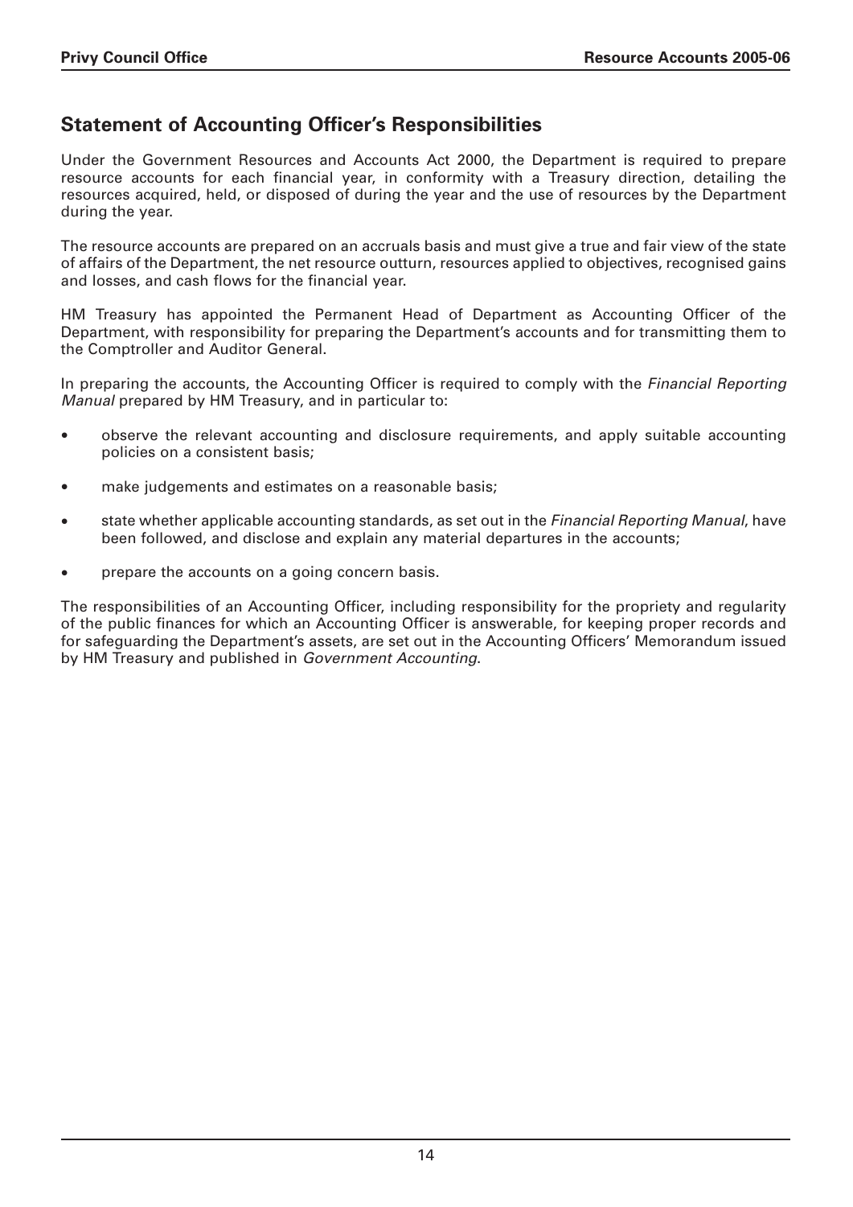## Statement of Accounting Officer's Responsibilities

Under the Government Resources and Accounts Act 2000, the Department is required to prepare resource accounts for each financial year, in conformity with a Treasury direction, detailing the resources acquired, held, or disposed of during the year and the use of resources by the Department during the year.

The resource accounts are prepared on an accruals basis and must give a true and fair view of the state of affairs of the Department, the net resource outturn, resources applied to objectives, recognised gains and losses, and cash flows for the financial year.

HM Treasury has appointed the Permanent Head of Department as Accounting Officer of the Department, with responsibility for preparing the Department's accounts and for transmitting them to the Comptroller and Auditor General.

In preparing the accounts, the Accounting Officer is required to comply with the *Financial Reporting Manual* prepared by HM Treasury, and in particular to:

- observe the relevant accounting and disclosure requirements, and apply suitable accounting policies on a consistent basis;
- make judgements and estimates on a reasonable basis;
- state whether applicable accounting standards, as set out in the *Financial Reporting Manual*, have been followed, and disclose and explain any material departures in the accounts;
- prepare the accounts on a going concern basis.

The responsibilities of an Accounting Officer, including responsibility for the propriety and regularity of the public finances for which an Accounting Officer is answerable, for keeping proper records and for safeguarding the Department's assets, are set out in the Accounting Officers' Memorandum issued by HM Treasury and published in *Government Accounting*.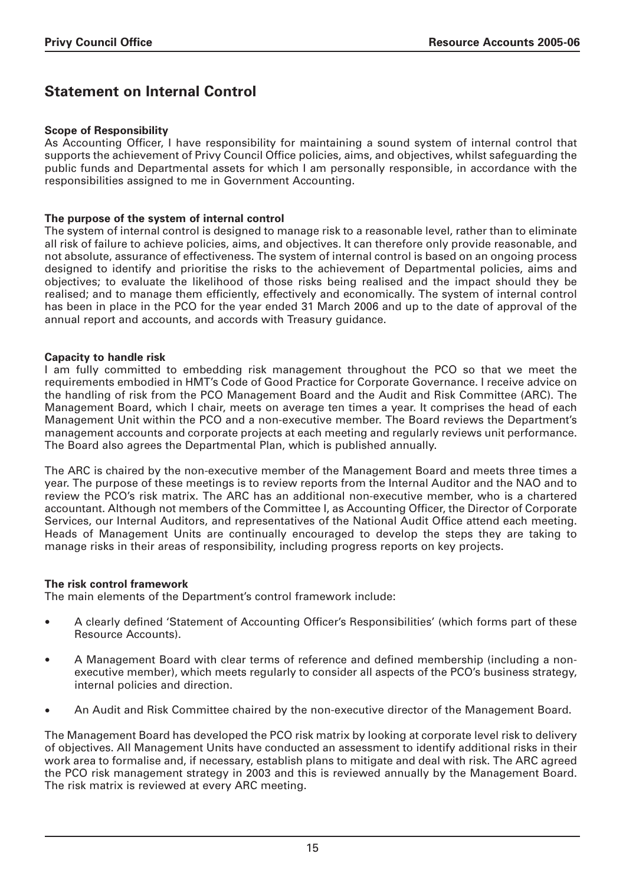## Statement on Internal Control

**Scope of Responsibility**
As Accounting Officer, I have responsibility for maintaining a sound system of internal control that supports the achievement of Privy Council Office policies, aims, and objectives, whilst safeguarding the public funds and Departmental assets for which I am personally responsible, in accordance with the responsibilities assigned to me in Government Accounting.

**The purpose of the system of internal control**
The system of internal control is designed to manage risk to a reasonable level, rather than to eliminate all risk of failure to achieve policies, aims, and objectives. It can therefore only provide reasonable, and not absolute, assurance of effectiveness. The system of internal control is based on an ongoing process designed to identify and prioritise the risks to the achievement of Departmental policies, aims and objectives; to evaluate the likelihood of those risks being realised and the impact should they be realised; and to manage them efficiently, effectively and economically. The system of internal control has been in place in the PCO for the year ended 31 March 2006 and up to the date of approval of the annual report and accounts, and accords with Treasury guidance.

**Capacity to handle risk**
I am fully committed to embedding risk management throughout the PCO so that we meet the requirements embodied in HMT's Code of Good Practice for Corporate Governance. I receive advice on the handling of risk from the PCO Management Board and the Audit and Risk Committee (ARC). The Management Board, which I chair, meets on average ten times a year. It comprises the head of each Management Unit within the PCO and a non-executive member. The Board reviews the Department's management accounts and corporate projects at each meeting and regularly reviews unit performance. The Board also agrees the Departmental Plan, which is published annually.

The ARC is chaired by the non-executive member of the Management Board and meets three times a year. The purpose of these meetings is to review reports from the Internal Auditor and the NAO and to review the PCO's risk matrix. The ARC has an additional non-executive member, who is a chartered accountant. Although not members of the Committee I, as Accounting Officer, the Director of Corporate Services, our Internal Auditors, and representatives of the National Audit Office attend each meeting. Heads of Management Units are continually encouraged to develop the steps they are taking to manage risks in their areas of responsibility, including progress reports on key projects.

**The risk control framework**
The main elements of the Department's control framework include:

- A clearly defined 'Statement of Accounting Officer's Responsibilities' (which forms part of these Resource Accounts).
- A Management Board with clear terms of reference and defined membership (including a non-executive member), which meets regularly to consider all aspects of the PCO's business strategy, internal policies and direction.
- An Audit and Risk Committee chaired by the non-executive director of the Management Board.

The Management Board has developed the PCO risk matrix by looking at corporate level risk to delivery of objectives. All Management Units have conducted an assessment to identify additional risks in their work area to formalise and, if necessary, establish plans to mitigate and deal with risk. The ARC agreed the PCO risk management strategy in 2003 and this is reviewed annually by the Management Board. The risk matrix is reviewed at every ARC meeting.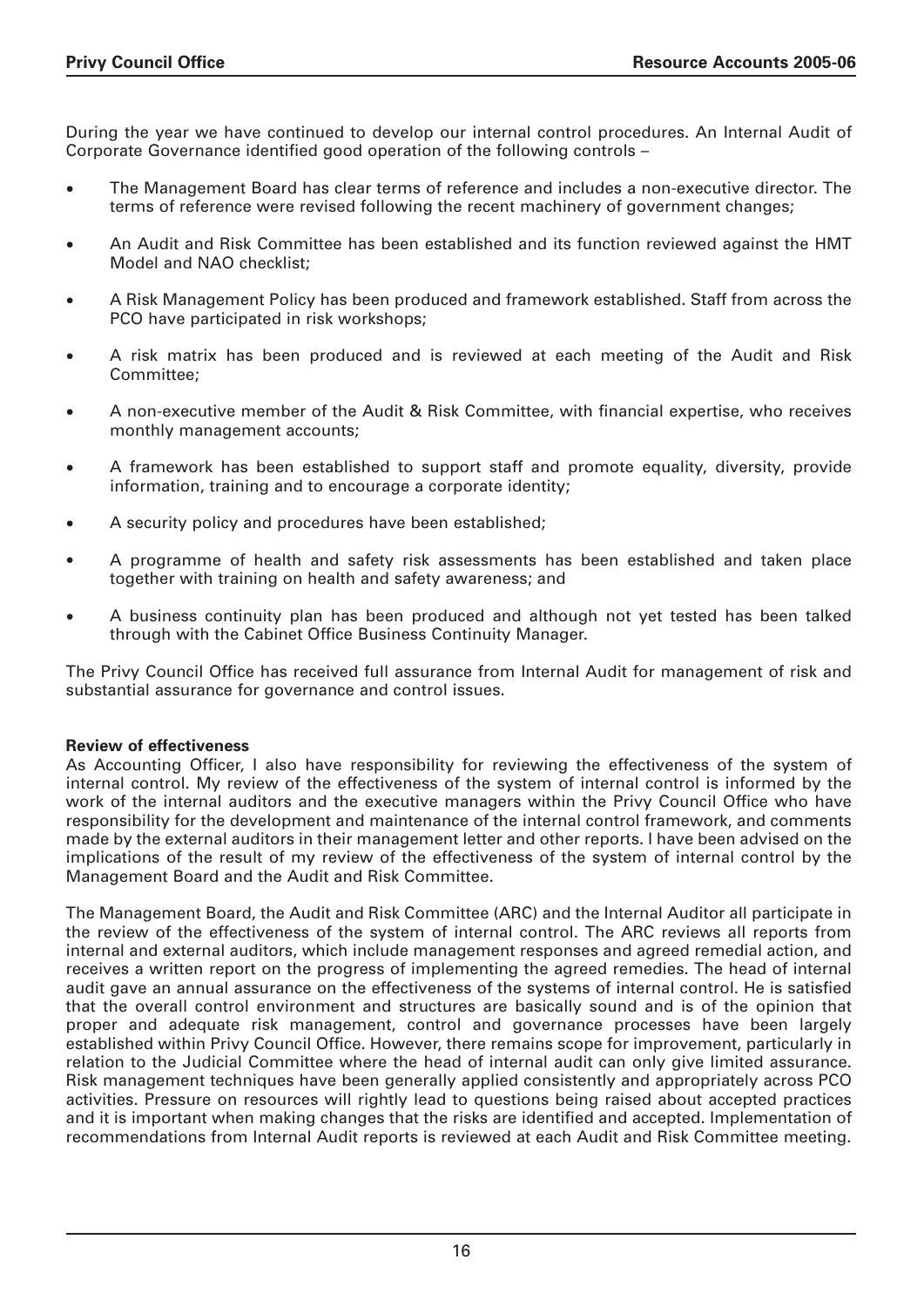During the year we have continued to develop our internal control procedures. An Internal Audit of Corporate Governance identified good operation of the following controls –

- The Management Board has clear terms of reference and includes a non-executive director. The terms of reference were revised following the recent machinery of government changes;
- An Audit and Risk Committee has been established and its function reviewed against the HMT Model and NAO checklist;
- A Risk Management Policy has been produced and framework established. Staff from across the PCO have participated in risk workshops;
- A risk matrix has been produced and is reviewed at each meeting of the Audit and Risk Committee;
- A non-executive member of the Audit & Risk Committee, with financial expertise, who receives monthly management accounts;
- A framework has been established to support staff and promote equality, diversity, provide information, training and to encourage a corporate identity;
- A security policy and procedures have been established;
- A programme of health and safety risk assessments has been established and taken place together with training on health and safety awareness; and
- A business continuity plan has been produced and although not yet tested has been talked through with the Cabinet Office Business Continuity Manager.

The Privy Council Office has received full assurance from Internal Audit for management of risk and substantial assurance for governance and control issues.

**Review of effectiveness**

As Accounting Officer, I also have responsibility for reviewing the effectiveness of the system of internal control. My review of the effectiveness of the system of internal control is informed by the work of the internal auditors and the executive managers within the Privy Council Office who have responsibility for the development and maintenance of the internal control framework, and comments made by the external auditors in their management letter and other reports. I have been advised on the implications of the result of my review of the effectiveness of the system of internal control by the Management Board and the Audit and Risk Committee.

The Management Board, the Audit and Risk Committee (ARC) and the Internal Auditor all participate in the review of the effectiveness of the system of internal control. The ARC reviews all reports from internal and external auditors, which include management responses and agreed remedial action, and receives a written report on the progress of implementing the agreed remedies. The head of internal audit gave an annual assurance on the effectiveness of the systems of internal control. He is satisfied that the overall control environment and structures are basically sound and is of the opinion that proper and adequate risk management, control and governance processes have been largely established within Privy Council Office. However, there remains scope for improvement, particularly in relation to the Judicial Committee where the head of internal audit can only give limited assurance. Risk management techniques have been generally applied consistently and appropriately across PCO activities. Pressure on resources will rightly lead to questions being raised about accepted practices and it is important when making changes that the risks are identified and accepted. Implementation of recommendations from Internal Audit reports is reviewed at each Audit and Risk Committee meeting.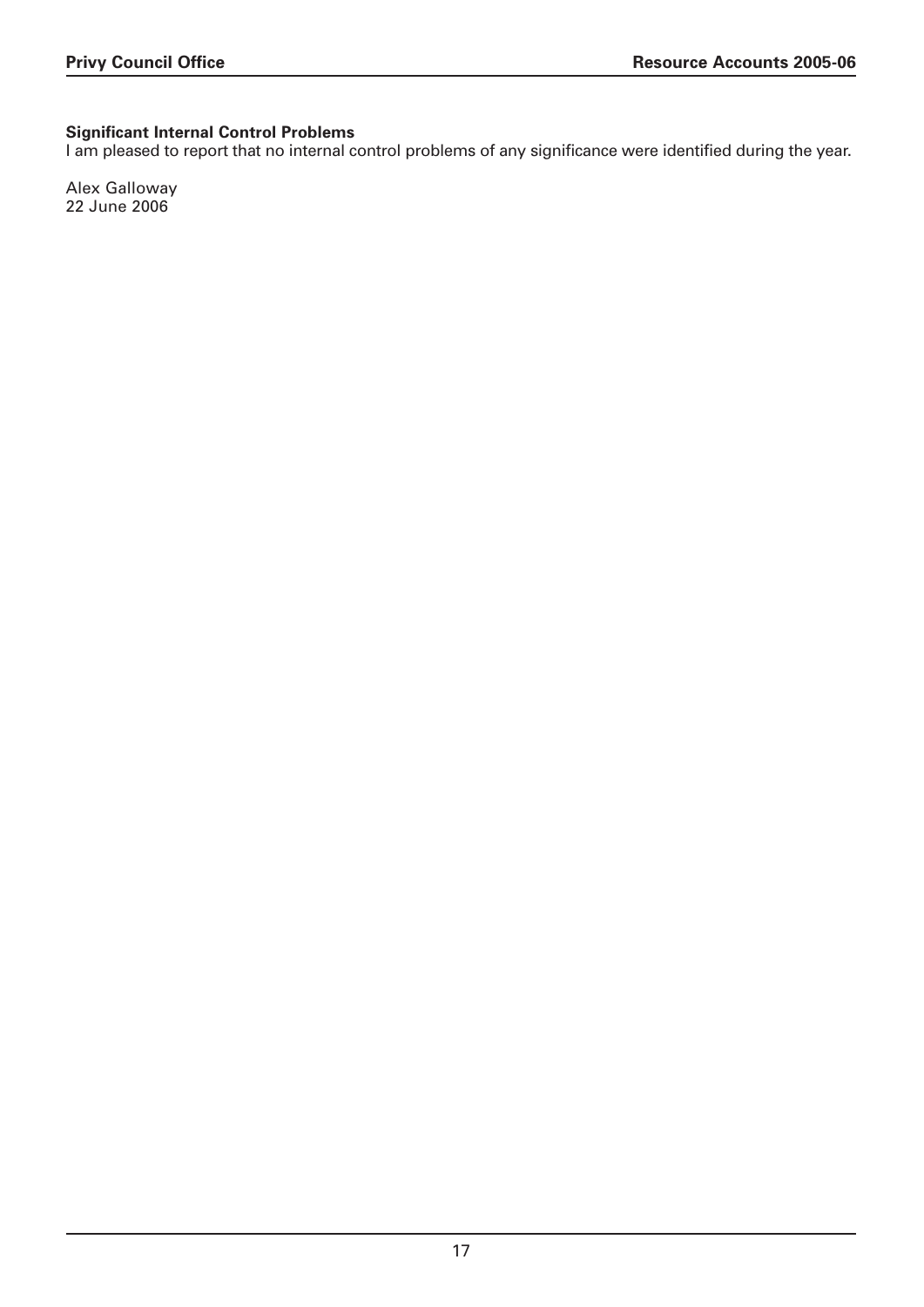**Significant Internal Control Problems**

I am pleased to report that no internal control problems of any significance were identified during the year.

Alex Galloway  
22 June 2006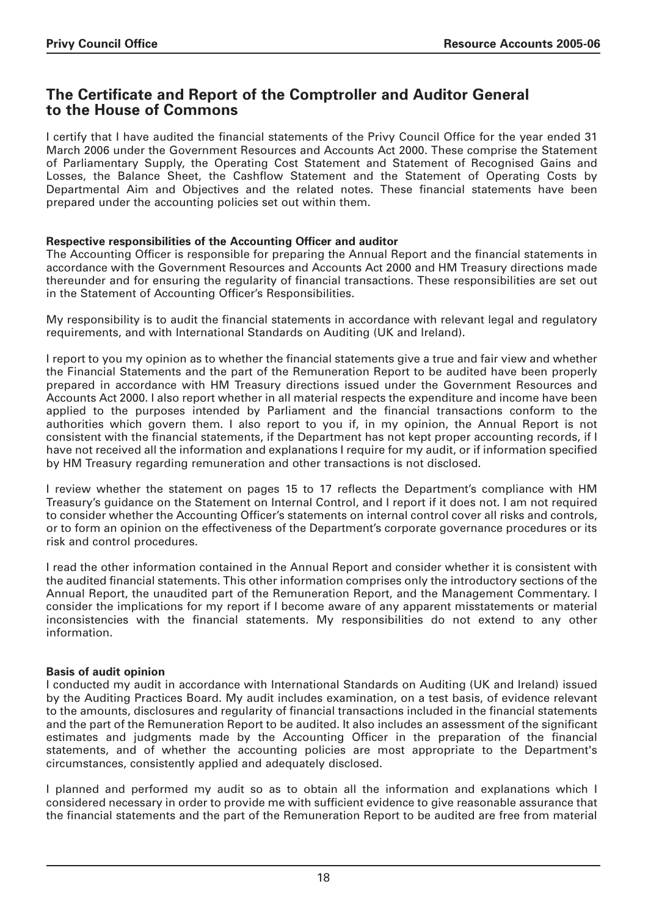## The Certificate and Report of the Comptroller and Auditor General to the House of Commons

I certify that I have audited the financial statements of the Privy Council Office for the year ended 31 March 2006 under the Government Resources and Accounts Act 2000. These comprise the Statement of Parliamentary Supply, the Operating Cost Statement and Statement of Recognised Gains and Losses, the Balance Sheet, the Cashflow Statement and the Statement of Operating Costs by Departmental Aim and Objectives and the related notes. These financial statements have been prepared under the accounting policies set out within them.

**Respective responsibilities of the Accounting Officer and auditor**

The Accounting Officer is responsible for preparing the Annual Report and the financial statements in accordance with the Government Resources and Accounts Act 2000 and HM Treasury directions made thereunder and for ensuring the regularity of financial transactions. These responsibilities are set out in the Statement of Accounting Officer's Responsibilities.

My responsibility is to audit the financial statements in accordance with relevant legal and regulatory requirements, and with International Standards on Auditing (UK and Ireland).

I report to you my opinion as to whether the financial statements give a true and fair view and whether the Financial Statements and the part of the Remuneration Report to be audited have been properly prepared in accordance with HM Treasury directions issued under the Government Resources and Accounts Act 2000. I also report whether in all material respects the expenditure and income have been applied to the purposes intended by Parliament and the financial transactions conform to the authorities which govern them. I also report to you if, in my opinion, the Annual Report is not consistent with the financial statements, if the Department has not kept proper accounting records, if I have not received all the information and explanations I require for my audit, or if information specified by HM Treasury regarding remuneration and other transactions is not disclosed.

I review whether the statement on pages 15 to 17 reflects the Department's compliance with HM Treasury's guidance on the Statement on Internal Control, and I report if it does not. I am not required to consider whether the Accounting Officer's statements on internal control cover all risks and controls, or to form an opinion on the effectiveness of the Department's corporate governance procedures or its risk and control procedures.

I read the other information contained in the Annual Report and consider whether it is consistent with the audited financial statements. This other information comprises only the introductory sections of the Annual Report, the unaudited part of the Remuneration Report, and the Management Commentary. I consider the implications for my report if I become aware of any apparent misstatements or material inconsistencies with the financial statements. My responsibilities do not extend to any other information.

**Basis of audit opinion**

I conducted my audit in accordance with International Standards on Auditing (UK and Ireland) issued by the Auditing Practices Board. My audit includes examination, on a test basis, of evidence relevant to the amounts, disclosures and regularity of financial transactions included in the financial statements and the part of the Remuneration Report to be audited. It also includes an assessment of the significant estimates and judgments made by the Accounting Officer in the preparation of the financial statements, and of whether the accounting policies are most appropriate to the Department's circumstances, consistently applied and adequately disclosed.

I planned and performed my audit so as to obtain all the information and explanations which I considered necessary in order to provide me with sufficient evidence to give reasonable assurance that the financial statements and the part of the Remuneration Report to be audited are free from material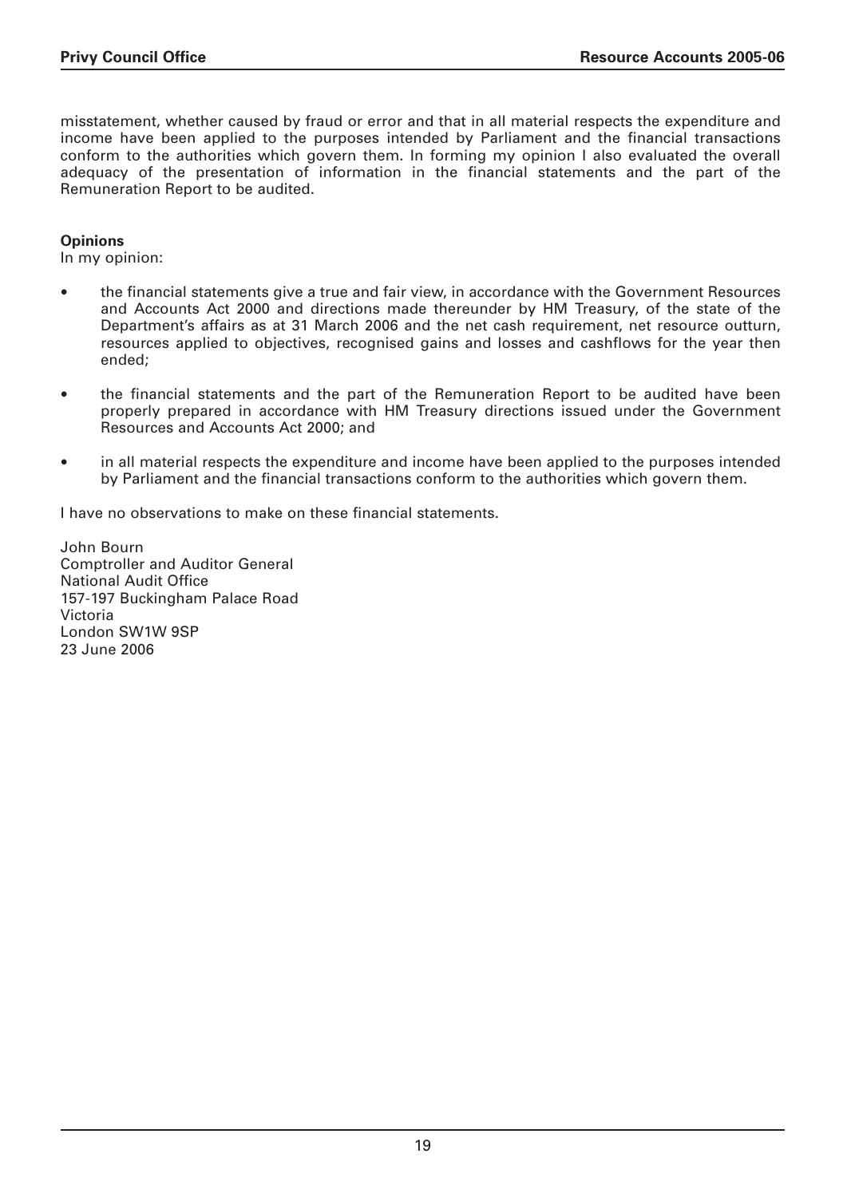misstatement, whether caused by fraud or error and that in all material respects the expenditure and income have been applied to the purposes intended by Parliament and the financial transactions conform to the authorities which govern them. In forming my opinion I also evaluated the overall adequacy of the presentation of information in the financial statements and the part of the Remuneration Report to be audited.

**Opinions**

In my opinion:

- the financial statements give a true and fair view, in accordance with the Government Resources and Accounts Act 2000 and directions made thereunder by HM Treasury, of the state of the Department's affairs as at 31 March 2006 and the net cash requirement, net resource outturn, resources applied to objectives, recognised gains and losses and cashflows for the year then ended;

- the financial statements and the part of the Remuneration Report to be audited have been properly prepared in accordance with HM Treasury directions issued under the Government Resources and Accounts Act 2000; and

- in all material respects the expenditure and income have been applied to the purposes intended by Parliament and the financial transactions conform to the authorities which govern them.

I have no observations to make on these financial statements.

John Bourn
Comptroller and Auditor General
National Audit Office
157-197 Buckingham Palace Road
Victoria
London SW1W 9SP
23 June 2006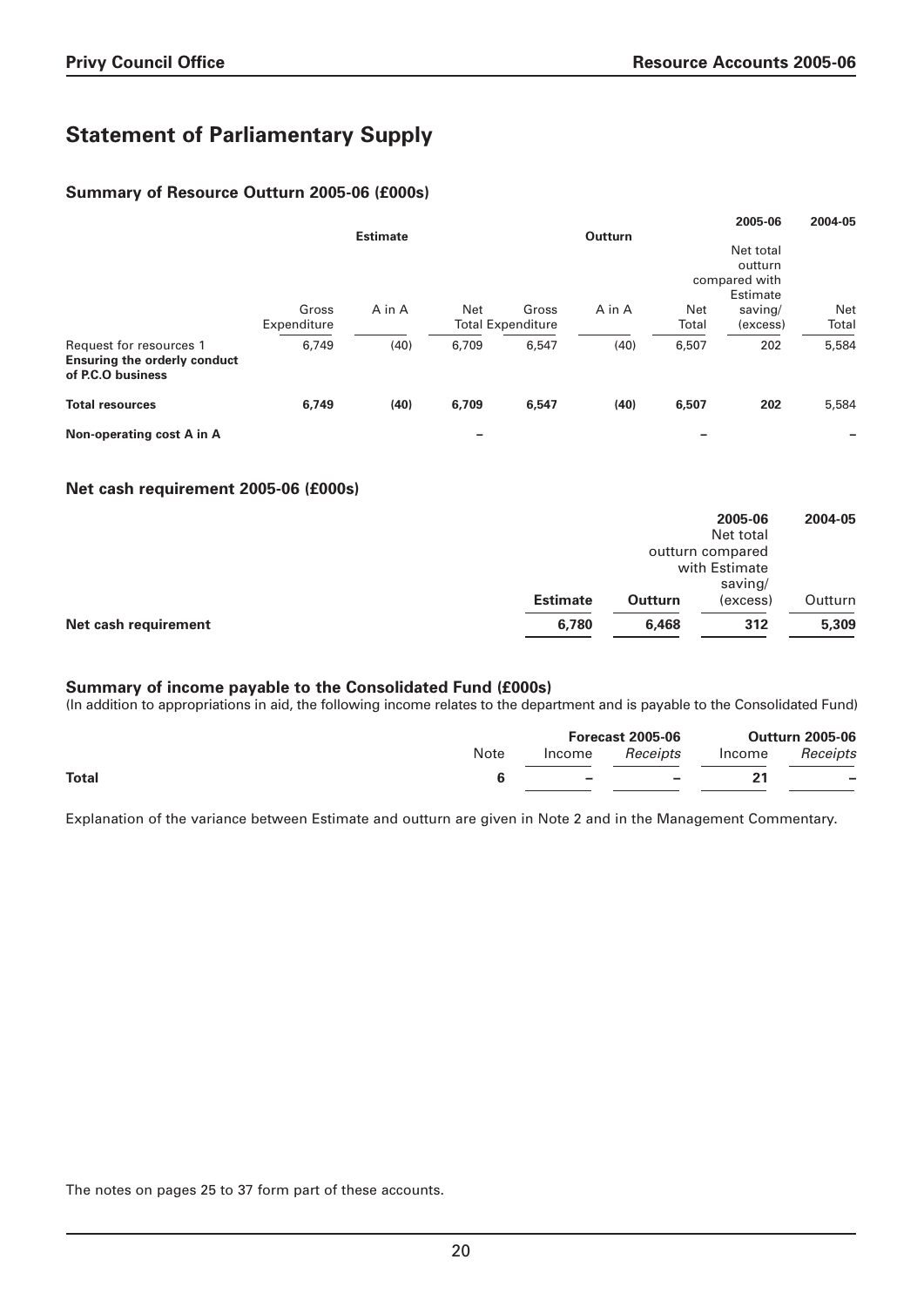# Statement of Parliamentary Supply

### Summary of Resource Outturn 2005-06 (£000s)

| | Estimate | | | Outturn | | | 2005-06 | 2004-05 |
|---|---|---|---|---|---|---|---|---|
| | Gross Expenditure | A in A | Net Total | Gross Expenditure | A in A | Net Total | Net total outturn compared with Estimate saving/ (excess) | Net Total |
| Request for resources 1 **Ensuring the orderly conduct of P.C.O business** | 6,749 | (40) | 6,709 | 6,547 | (40) | 6,507 | 202 | 5,584 |
| **Total resources** | **6,749** | **(40)** | **6,709** | **6,547** | **(40)** | **6,507** | **202** | 5,584 |
| **Non-operating cost A in A** | | | – | | | – | | – |

### Net cash requirement 2005-06 (£000s)

| | Estimate | Outturn | 2005-06 Net total outturn compared with Estimate saving/ (excess) | 2004-05 Outturn |
|---|---|---|---|---|
| **Net cash requirement** | **6,780** | **6,468** | **312** | **5,309** |

### Summary of income payable to the Consolidated Fund (£000s)

(In addition to appropriations in aid, the following income relates to the department and is payable to the Consolidated Fund)

| | Note | Forecast 2005-06 Income | Forecast 2005-06 *Receipts* | Outturn 2005-06 Income | Outturn 2005-06 *Receipts* |
|---|---|---|---|---|---|
| **Total** | **6** | **–** | **–** | **21** | **–** |

Explanation of the variance between Estimate and outturn are given in Note 2 and in the Management Commentary.

The notes on pages 25 to 37 form part of these accounts.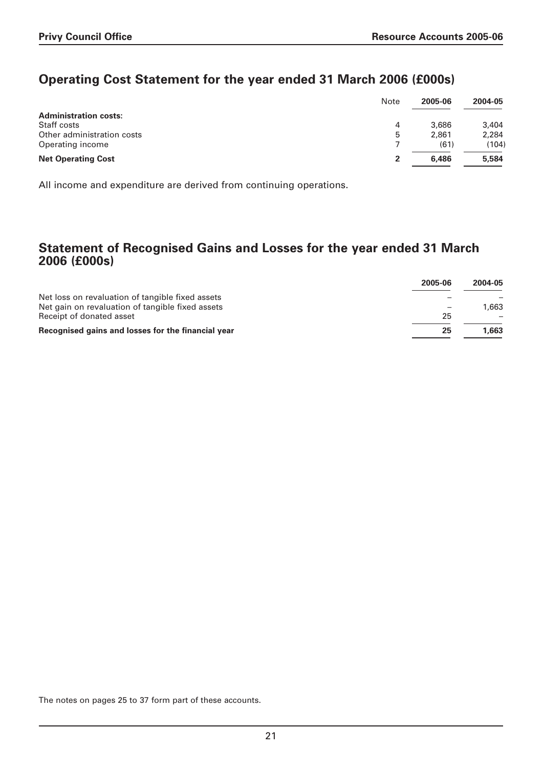## Operating Cost Statement for the year ended 31 March 2006 (£000s)

| | Note | 2005-06 | 2004-05 |
|---|---|---|---|
| **Administration costs:** | | | |
| Staff costs | 4 | 3,686 | 3,404 |
| Other administration costs | 5 | 2,861 | 2,284 |
| Operating income | 7 | (61) | (104) |
| **Net Operating Cost** | **2** | **6,486** | **5,584** |

All income and expenditure are derived from continuing operations.

## Statement of Recognised Gains and Losses for the year ended 31 March 2006 (£000s)

| | 2005-06 | 2004-05 |
|---|---|---|
| Net loss on revaluation of tangible fixed assets | – | – |
| Net gain on revaluation of tangible fixed assets | – | 1,663 |
| Receipt of donated asset | 25 | – |
| **Recognised gains and losses for the financial year** | **25** | **1,663** |

The notes on pages 25 to 37 form part of these accounts.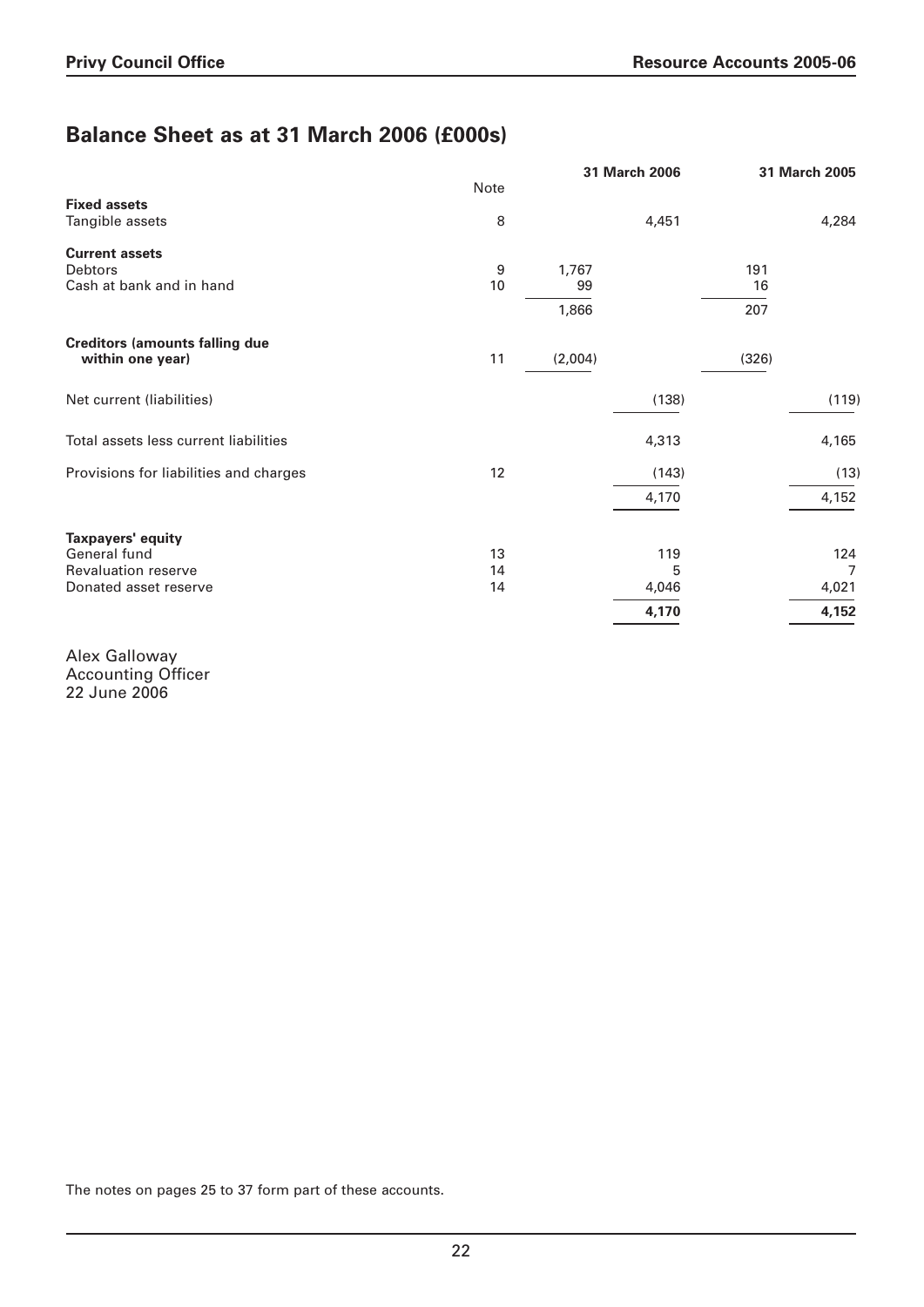# Balance Sheet as at 31 March 2006 (£000s)

| | Note | 31 March 2006 | | 31 March 2005 | |
|---|---|---|---|---|---|
| **Fixed assets** | | | | | |
| Tangible assets | 8 | | 4,451 | | 4,284 |
| **Current assets** | | | | | |
| Debtors | 9 | 1,767 | | 191 | |
| Cash at bank and in hand | 10 | 99 | | 16 | |
| | | 1,866 | | 207 | |
| **Creditors (amounts falling due within one year)** | 11 | (2,004) | | (326) | |
| Net current (liabilities) | | | (138) | | (119) |
| Total assets less current liabilities | | | 4,313 | | 4,165 |
| Provisions for liabilities and charges | 12 | | (143) | | (13) |
| | | | 4,170 | | 4,152 |
| **Taxpayers' equity** | | | | | |
| General fund | 13 | | 119 | | 124 |
| Revaluation reserve | 14 | | 5 | | 7 |
| Donated asset reserve | 14 | | 4,046 | | 4,021 |
| | | | **4,170** | | **4,152** |

Alex Galloway
Accounting Officer
22 June 2006

The notes on pages 25 to 37 form part of these accounts.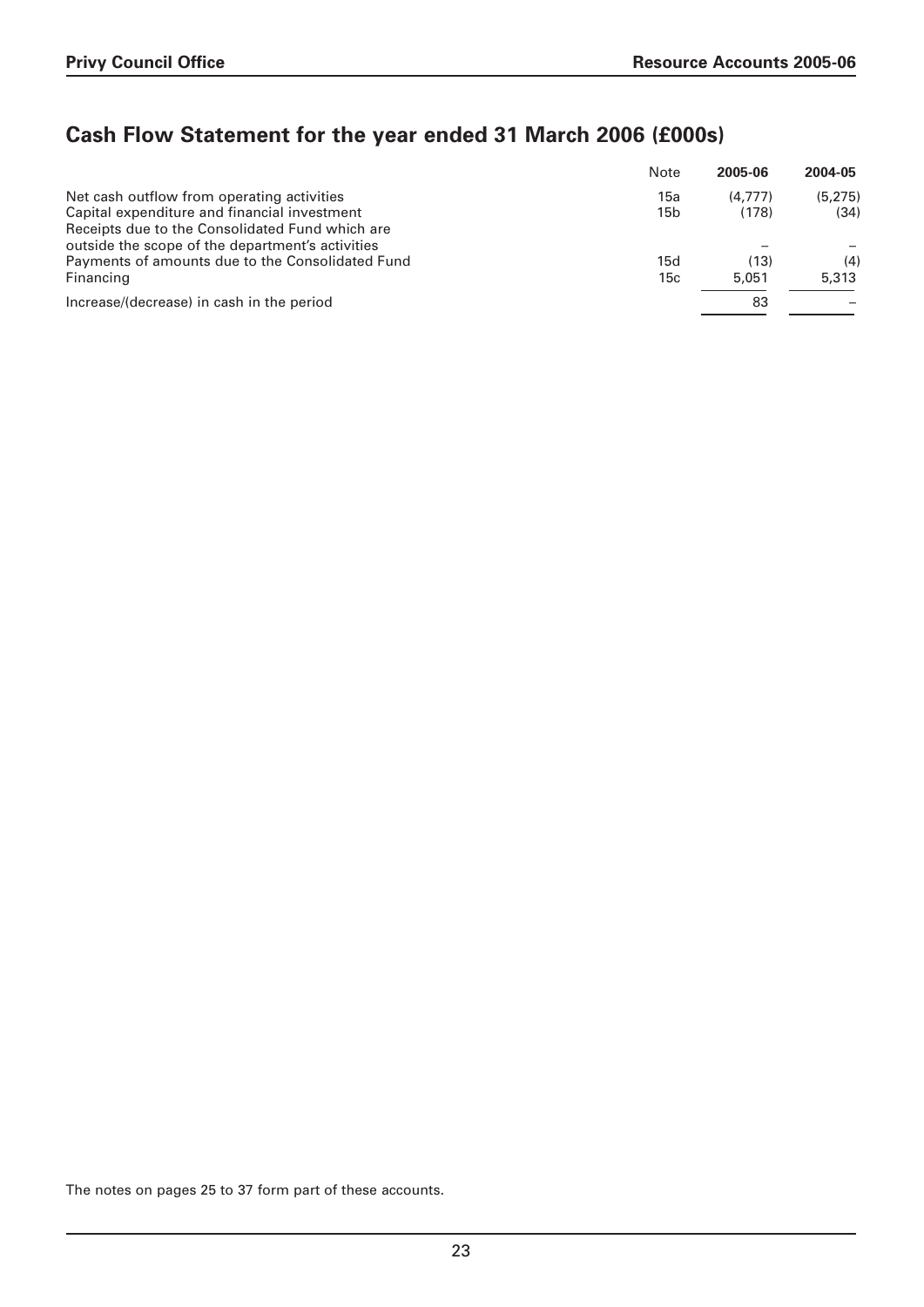## Cash Flow Statement for the year ended 31 March 2006 (£000s)

| | Note | 2005-06 | 2004-05 |
|---|---|---|---|
| Net cash outflow from operating activities | 15a | (4,777) | (5,275) |
| Capital expenditure and financial investment | 15b | (178) | (34) |
| Receipts due to the Consolidated Fund which are outside the scope of the department's activities | | – | – |
| Payments of amounts due to the Consolidated Fund | 15d | (13) | (4) |
| Financing | 15c | 5,051 | 5,313 |
| Increase/(decrease) in cash in the period | | 83 | – |

The notes on pages 25 to 37 form part of these accounts.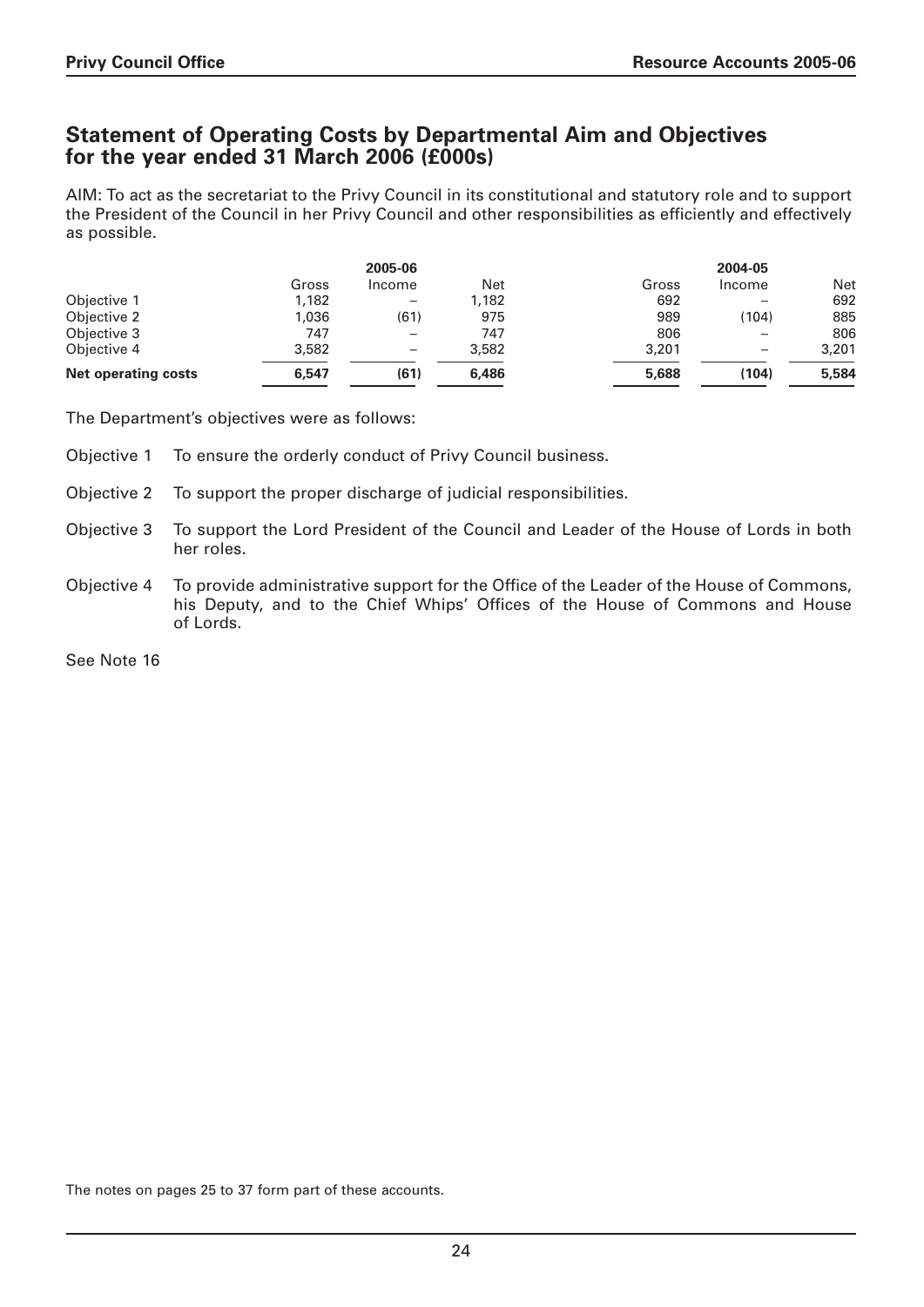## Statement of Operating Costs by Departmental Aim and Objectives for the year ended 31 March 2006 (£000s)

AIM: To act as the secretariat to the Privy Council in its constitutional and statutory role and to support the President of the Council in her Privy Council and other responsibilities as efficiently and effectively as possible.

| | 2005-06 | | | 2004-05 | | |
|---|---|---|---|---|---|---|
| | Gross | Income | Net | Gross | Income | Net |
| Objective 1 | 1,182 | – | 1,182 | 692 | – | 692 |
| Objective 2 | 1,036 | (61) | 975 | 989 | (104) | 885 |
| Objective 3 | 747 | – | 747 | 806 | – | 806 |
| Objective 4 | 3,582 | – | 3,582 | 3,201 | – | 3,201 |
| **Net operating costs** | **6,547** | **(61)** | **6,486** | **5,688** | **(104)** | **5,584** |

The Department's objectives were as follows:

Objective 1 To ensure the orderly conduct of Privy Council business.

Objective 2 To support the proper discharge of judicial responsibilities.

Objective 3 To support the Lord President of the Council and Leader of the House of Lords in both her roles.

Objective 4 To provide administrative support for the Office of the Leader of the House of Commons, his Deputy, and to the Chief Whips' Offices of the House of Commons and House of Lords.

See Note 16

The notes on pages 25 to 37 form part of these accounts.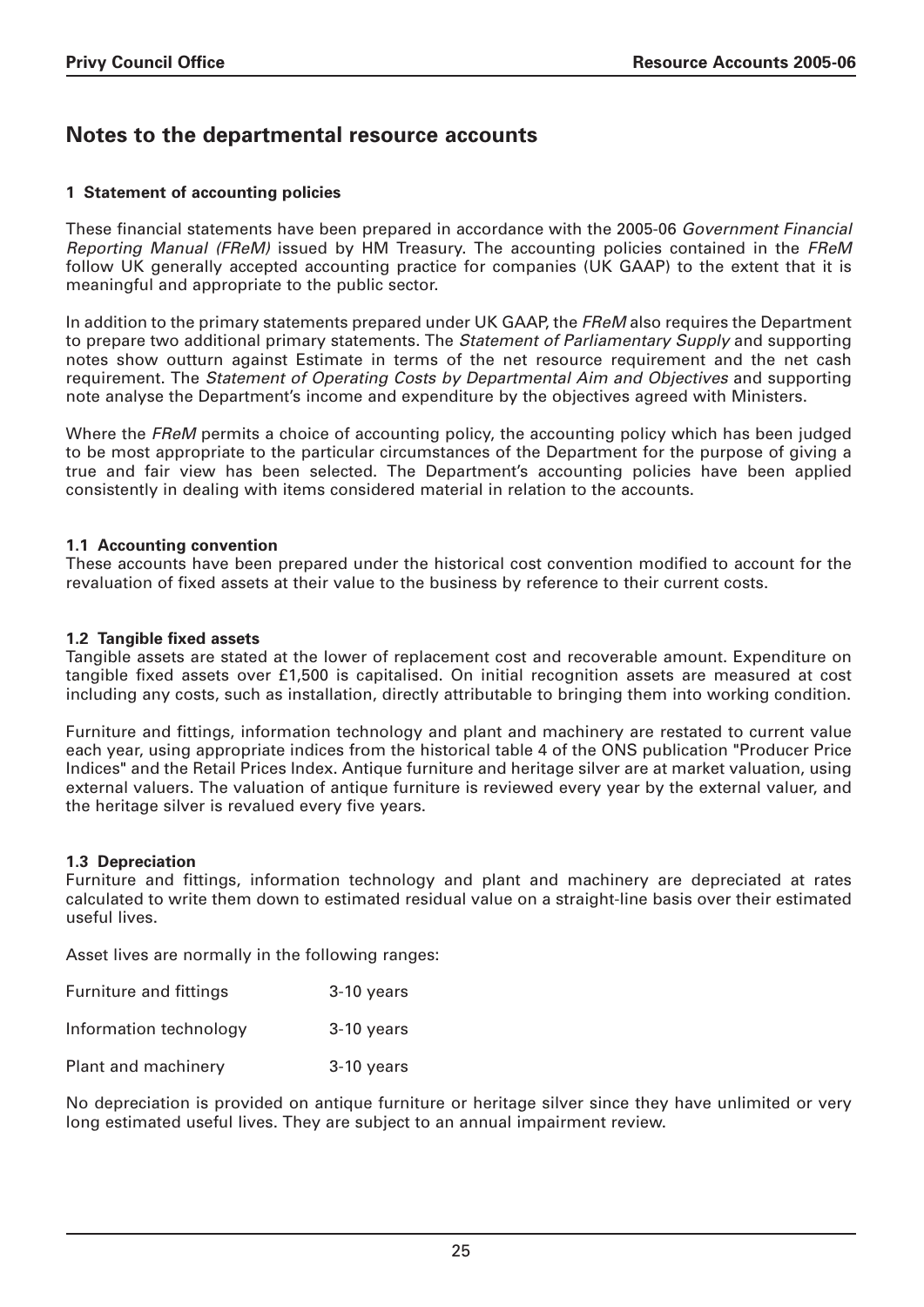# Notes to the departmental resource accounts

### 1 Statement of accounting policies

These financial statements have been prepared in accordance with the 2005-06 *Government Financial Reporting Manual (FReM)* issued by HM Treasury. The accounting policies contained in the *FReM* follow UK generally accepted accounting practice for companies (UK GAAP) to the extent that it is meaningful and appropriate to the public sector.

In addition to the primary statements prepared under UK GAAP, the *FReM* also requires the Department to prepare two additional primary statements. The *Statement of Parliamentary Supply* and supporting notes show outturn against Estimate in terms of the net resource requirement and the net cash requirement. The *Statement of Operating Costs by Departmental Aim and Objectives* and supporting note analyse the Department's income and expenditure by the objectives agreed with Ministers.

Where the *FReM* permits a choice of accounting policy, the accounting policy which has been judged to be most appropriate to the particular circumstances of the Department for the purpose of giving a true and fair view has been selected. The Department's accounting policies have been applied consistently in dealing with items considered material in relation to the accounts.

#### 1.1 Accounting convention

These accounts have been prepared under the historical cost convention modified to account for the revaluation of fixed assets at their value to the business by reference to their current costs.

#### 1.2 Tangible fixed assets

Tangible assets are stated at the lower of replacement cost and recoverable amount. Expenditure on tangible fixed assets over £1,500 is capitalised. On initial recognition assets are measured at cost including any costs, such as installation, directly attributable to bringing them into working condition.

Furniture and fittings, information technology and plant and machinery are restated to current value each year, using appropriate indices from the historical table 4 of the ONS publication "Producer Price Indices" and the Retail Prices Index. Antique furniture and heritage silver are at market valuation, using external valuers. The valuation of antique furniture is reviewed every year by the external valuer, and the heritage silver is revalued every five years.

#### 1.3 Depreciation

Furniture and fittings, information technology and plant and machinery are depreciated at rates calculated to write them down to estimated residual value on a straight-line basis over their estimated useful lives.

Asset lives are normally in the following ranges:

| | |
|---|---|
| Furniture and fittings | 3-10 years |
| Information technology | 3-10 years |
| Plant and machinery | 3-10 years |

No depreciation is provided on antique furniture or heritage silver since they have unlimited or very long estimated useful lives. They are subject to an annual impairment review.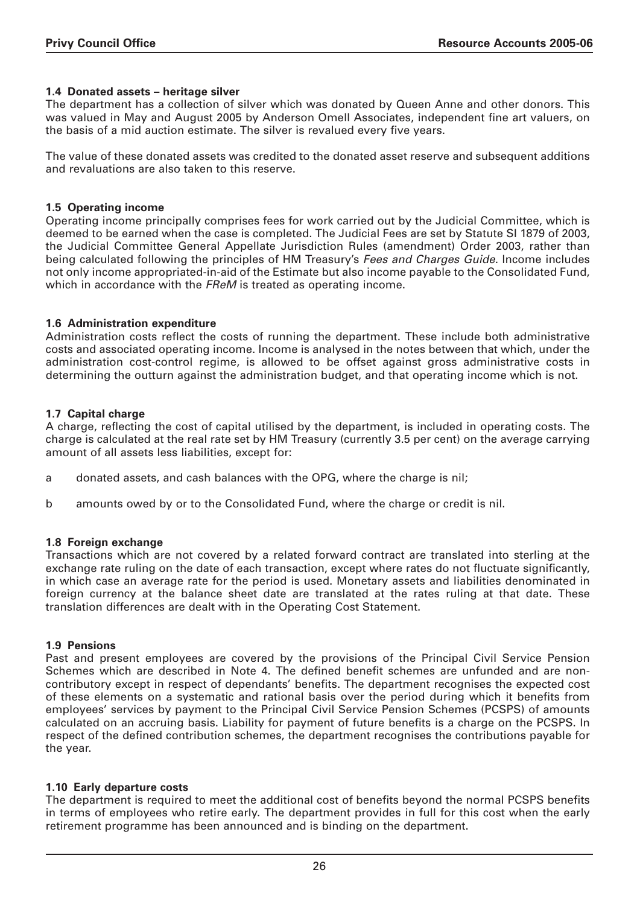### 1.4 Donated assets – heritage silver

The department has a collection of silver which was donated by Queen Anne and other donors. This was valued in May and August 2005 by Anderson Omell Associates, independent fine art valuers, on the basis of a mid auction estimate. The silver is revalued every five years.

The value of these donated assets was credited to the donated asset reserve and subsequent additions and revaluations are also taken to this reserve.

### 1.5 Operating income

Operating income principally comprises fees for work carried out by the Judicial Committee, which is deemed to be earned when the case is completed. The Judicial Fees are set by Statute SI 1879 of 2003, the Judicial Committee General Appellate Jurisdiction Rules (amendment) Order 2003, rather than being calculated following the principles of HM Treasury's *Fees and Charges Guide*. Income includes not only income appropriated-in-aid of the Estimate but also income payable to the Consolidated Fund, which in accordance with the *FReM* is treated as operating income.

### 1.6 Administration expenditure

Administration costs reflect the costs of running the department. These include both administrative costs and associated operating income. Income is analysed in the notes between that which, under the administration cost-control regime, is allowed to be offset against gross administrative costs in determining the outturn against the administration budget, and that operating income which is not.

### 1.7 Capital charge

A charge, reflecting the cost of capital utilised by the department, is included in operating costs. The charge is calculated at the real rate set by HM Treasury (currently 3.5 per cent) on the average carrying amount of all assets less liabilities, except for:

a donated assets, and cash balances with the OPG, where the charge is nil;

b amounts owed by or to the Consolidated Fund, where the charge or credit is nil.

### 1.8 Foreign exchange

Transactions which are not covered by a related forward contract are translated into sterling at the exchange rate ruling on the date of each transaction, except where rates do not fluctuate significantly, in which case an average rate for the period is used. Monetary assets and liabilities denominated in foreign currency at the balance sheet date are translated at the rates ruling at that date. These translation differences are dealt with in the Operating Cost Statement.

### 1.9 Pensions

Past and present employees are covered by the provisions of the Principal Civil Service Pension Schemes which are described in Note 4. The defined benefit schemes are unfunded and are non-contributory except in respect of dependants' benefits. The department recognises the expected cost of these elements on a systematic and rational basis over the period during which it benefits from employees' services by payment to the Principal Civil Service Pension Schemes (PCSPS) of amounts calculated on an accruing basis. Liability for payment of future benefits is a charge on the PCSPS. In respect of the defined contribution schemes, the department recognises the contributions payable for the year.

### 1.10 Early departure costs

The department is required to meet the additional cost of benefits beyond the normal PCSPS benefits in terms of employees who retire early. The department provides in full for this cost when the early retirement programme has been announced and is binding on the department.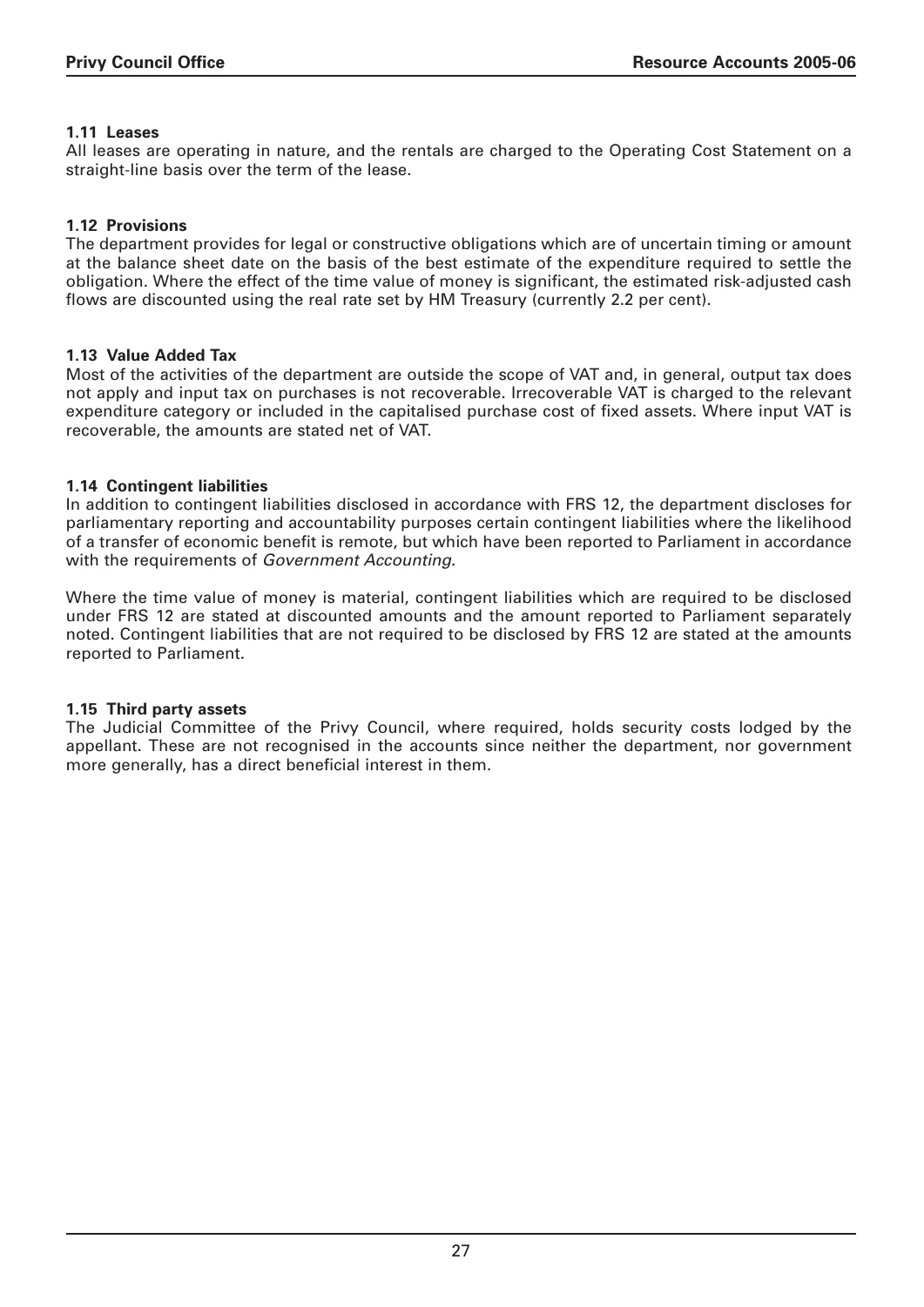#### 1.11 Leases

All leases are operating in nature, and the rentals are charged to the Operating Cost Statement on a straight-line basis over the term of the lease.

#### 1.12 Provisions

The department provides for legal or constructive obligations which are of uncertain timing or amount at the balance sheet date on the basis of the best estimate of the expenditure required to settle the obligation. Where the effect of the time value of money is significant, the estimated risk-adjusted cash flows are discounted using the real rate set by HM Treasury (currently 2.2 per cent).

#### 1.13 Value Added Tax

Most of the activities of the department are outside the scope of VAT and, in general, output tax does not apply and input tax on purchases is not recoverable. Irrecoverable VAT is charged to the relevant expenditure category or included in the capitalised purchase cost of fixed assets. Where input VAT is recoverable, the amounts are stated net of VAT.

#### 1.14 Contingent liabilities

In addition to contingent liabilities disclosed in accordance with FRS 12, the department discloses for parliamentary reporting and accountability purposes certain contingent liabilities where the likelihood of a transfer of economic benefit is remote, but which have been reported to Parliament in accordance with the requirements of *Government Accounting*.

Where the time value of money is material, contingent liabilities which are required to be disclosed under FRS 12 are stated at discounted amounts and the amount reported to Parliament separately noted. Contingent liabilities that are not required to be disclosed by FRS 12 are stated at the amounts reported to Parliament.

#### 1.15 Third party assets

The Judicial Committee of the Privy Council, where required, holds security costs lodged by the appellant. These are not recognised in the accounts since neither the department, nor government more generally, has a direct beneficial interest in them.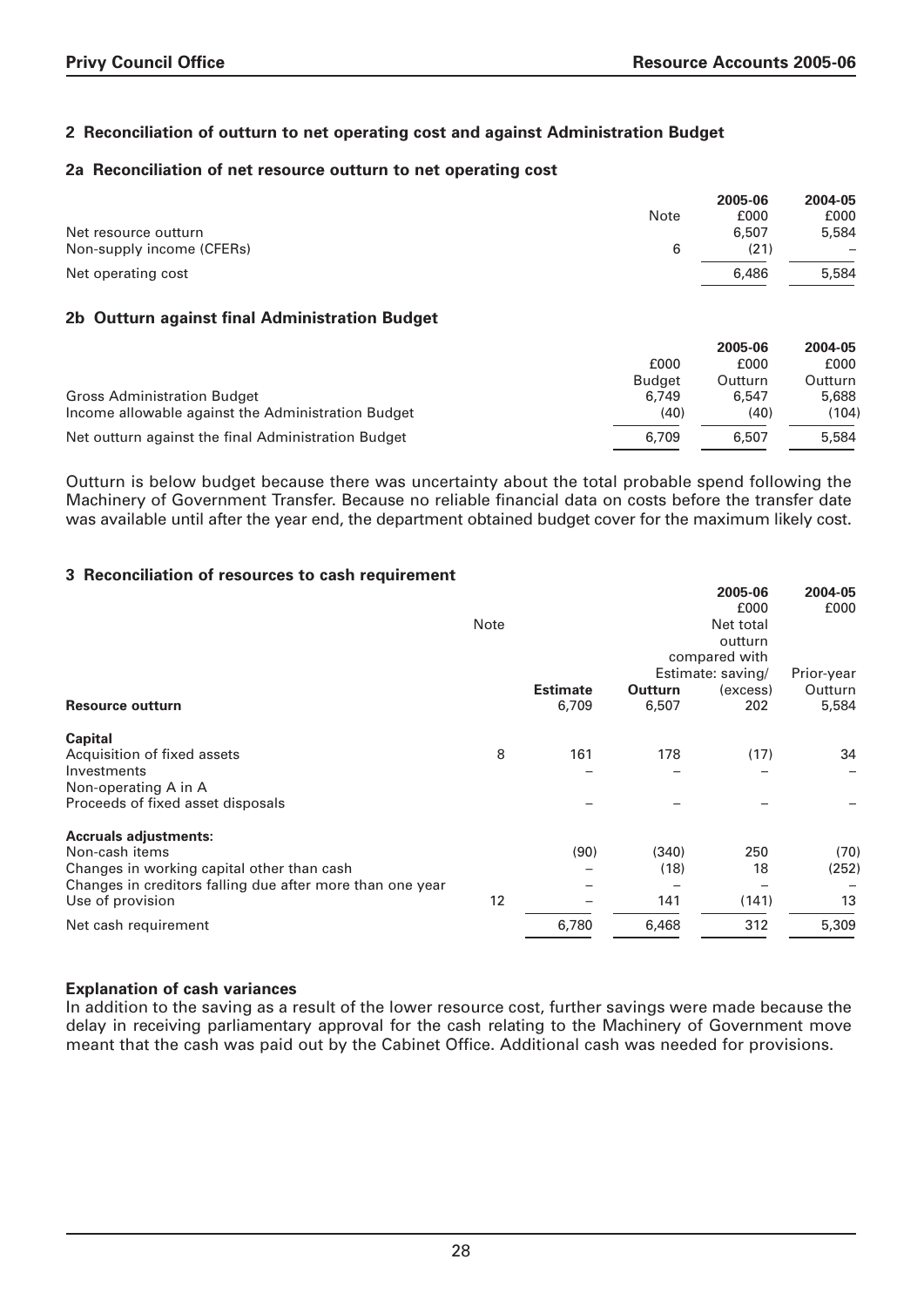## 2 Reconciliation of outturn to net operating cost and against Administration Budget

### 2a Reconciliation of net resource outturn to net operating cost

| | Note | 2005-06 £000 | 2004-05 £000 |
|---|---|---|---|
| Net resource outturn | | 6,507 | 5,584 |
| Non-supply income (CFERs) | 6 | (21) | – |
| Net operating cost | | 6,486 | 5,584 |

### 2b Outturn against final Administration Budget

| | £000 Budget | 2005-06 £000 Outturn | 2004-05 £000 Outturn |
|---|---|---|---|
| Gross Administration Budget | 6,749 | 6,547 | 5,688 |
| Income allowable against the Administration Budget | (40) | (40) | (104) |
| Net outturn against the final Administration Budget | 6,709 | 6,507 | 5,584 |

Outturn is below budget because there was uncertainty about the total probable spend following the Machinery of Government Transfer. Because no reliable financial data on costs before the transfer date was available until after the year end, the department obtained budget cover for the maximum likely cost.

## 3 Reconciliation of resources to cash requirement

| | Note | Estimate | Outturn | 2005-06 £000 Net total outturn compared with Estimate: saving/ (excess) | 2004-05 £000 Prior-year Outturn |
|---|---|---|---|---|---|
| **Resource outturn** | | 6,709 | 6,507 | 202 | 5,584 |
| **Capital** | | | | | |
| Acquisition of fixed assets | 8 | 161 | 178 | (17) | 34 |
| Investments | | – | – | – | – |
| Non-operating A in A | | | | | |
| Proceeds of fixed asset disposals | | – | – | – | – |
| **Accruals adjustments:** | | | | | |
| Non-cash items | | (90) | (340) | 250 | (70) |
| Changes in working capital other than cash | | – | (18) | 18 | (252) |
| Changes in creditors falling due after more than one year | | – | – | – | – |
| Use of provision | 12 | – | 141 | (141) | 13 |
| Net cash requirement | | 6,780 | 6,468 | 312 | 5,309 |

**Explanation of cash variances**

In addition to the saving as a result of the lower resource cost, further savings were made because the delay in receiving parliamentary approval for the cash relating to the Machinery of Government move meant that the cash was paid out by the Cabinet Office. Additional cash was needed for provisions.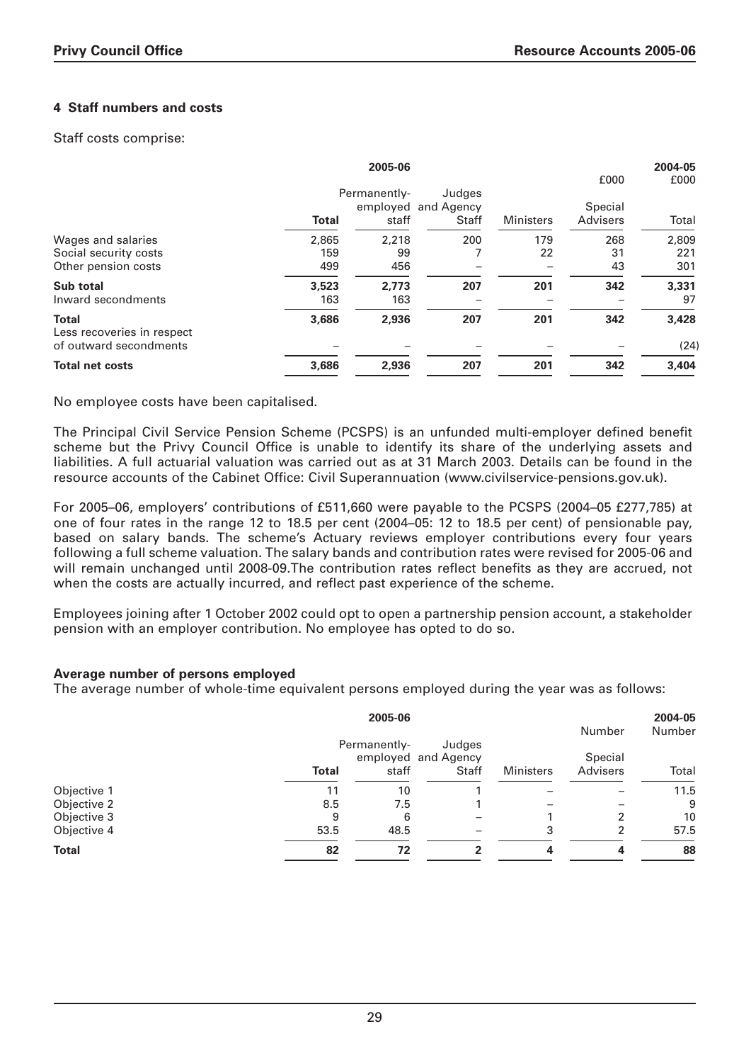## 4 Staff numbers and costs

Staff costs comprise:

| | 2005-06 | | | | | 2004-05 |
|---|---|---|---|---|---|---|
| | | | | | £000 | £000 |
| | Total | Permanently-employed staff | Judges and Agency Staff | Ministers | Special Advisers | Total |
| Wages and salaries | 2,865 | 2,218 | 200 | 179 | 268 | 2,809 |
| Social security costs | 159 | 99 | 7 | 22 | 31 | 221 |
| Other pension costs | 499 | 456 | – | – | 43 | 301 |
| **Sub total** | **3,523** | **2,773** | **207** | **201** | **342** | **3,331** |
| Inward secondments | 163 | 163 | – | – | – | 97 |
| **Total** | **3,686** | **2,936** | **207** | **201** | **342** | **3,428** |
| Less recoveries in respect of outward secondments | – | – | – | – | – | (24) |
| **Total net costs** | **3,686** | **2,936** | **207** | **201** | **342** | **3,404** |

No employee costs have been capitalised.

The Principal Civil Service Pension Scheme (PCSPS) is an unfunded multi-employer defined benefit scheme but the Privy Council Office is unable to identify its share of the underlying assets and liabilities. A full actuarial valuation was carried out as at 31 March 2003. Details can be found in the resource accounts of the Cabinet Office: Civil Superannuation (www.civilservice-pensions.gov.uk).

For 2005–06, employers' contributions of £511,660 were payable to the PCSPS (2004–05 £277,785) at one of four rates in the range 12 to 18.5 per cent (2004–05: 12 to 18.5 per cent) of pensionable pay, based on salary bands. The scheme's Actuary reviews employer contributions every four years following a full scheme valuation. The salary bands and contribution rates were revised for 2005-06 and will remain unchanged until 2008-09.The contribution rates reflect benefits as they are accrued, not when the costs are actually incurred, and reflect past experience of the scheme.

Employees joining after 1 October 2002 could opt to open a partnership pension account, a stakeholder pension with an employer contribution. No employee has opted to do so.

**Average number of persons employed**

The average number of whole-time equivalent persons employed during the year was as follows:

| | 2005-06 | | | | | 2004-05 |
|---|---|---|---|---|---|---|
| | | | | | Number | Number |
| | Total | Permanently-employed staff | Judges and Agency Staff | Ministers | Special Advisers | Total |
| Objective 1 | 11 | 10 | 1 | – | – | 11.5 |
| Objective 2 | 8.5 | 7.5 | 1 | – | – | 9 |
| Objective 3 | 9 | 6 | – | 1 | 2 | 10 |
| Objective 4 | 53.5 | 48.5 | – | 3 | 2 | 57.5 |
| **Total** | **82** | **72** | **2** | **4** | **4** | **88** |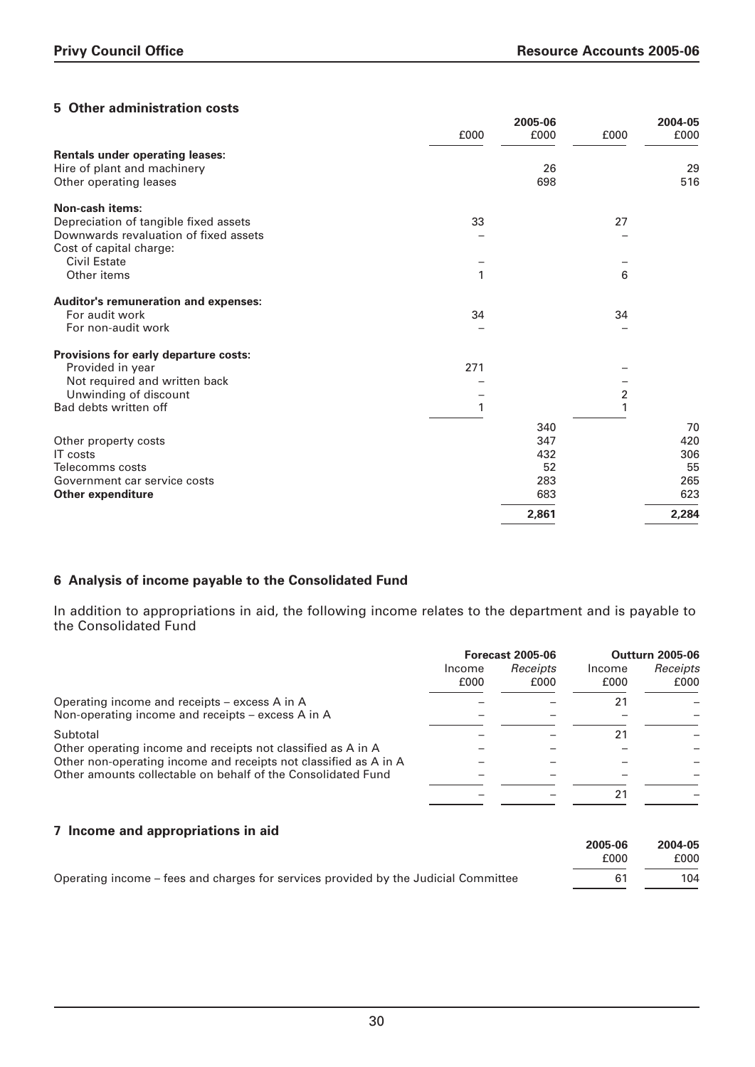## 5 Other administration costs

| | £000 | 2005-06 £000 | £000 | 2004-05 £000 |
|---|---|---|---|---|
| **Rentals under operating leases:** | | | | |
| Hire of plant and machinery | | 26 | | 29 |
| Other operating leases | | 698 | | 516 |
| **Non-cash items:** | | | | |
| Depreciation of tangible fixed assets | 33 | | 27 | |
| Downwards revaluation of fixed assets | – | | – | |
| Cost of capital charge: | | | | |
| Civil Estate | – | | – | |
| Other items | 1 | | 6 | |
| **Auditor's remuneration and expenses:** | | | | |
| For audit work | 34 | | 34 | |
| For non-audit work | – | | – | |
| **Provisions for early departure costs:** | | | | |
| Provided in year | 271 | | – | |
| Not required and written back | – | | – | |
| Unwinding of discount | – | | 2 | |
| Bad debts written off | 1 | | 1 | |
| | | 340 | | 70 |
| Other property costs | | 347 | | 420 |
| IT costs | | 432 | | 306 |
| Telecomms costs | | 52 | | 55 |
| Government car service costs | | 283 | | 265 |
| **Other expenditure** | | 683 | | 623 |
| | | **2,861** | | **2,284** |

## 6 Analysis of income payable to the Consolidated Fund

In addition to appropriations in aid, the following income relates to the department and is payable to the Consolidated Fund

| | Forecast 2005-06 | | Outturn 2005-06 | |
|---|---|---|---|---|
| | Income £000 | *Receipts* £000 | Income £000 | *Receipts* £000 |
| Operating income and receipts – excess A in A | – | – | 21 | – |
| Non-operating income and receipts – excess A in A | – | – | – | – |
| Subtotal | – | – | 21 | – |
| Other operating income and receipts not classified as A in A | – | – | – | – |
| Other non-operating income and receipts not classified as A in A | – | – | – | – |
| Other amounts collectable on behalf of the Consolidated Fund | – | – | – | – |
| | – | – | 21 | – |

## 7 Income and appropriations in aid

| | 2005-06 £000 | 2004-05 £000 |
|---|---|---|
| Operating income – fees and charges for services provided by the Judicial Committee | 61 | 104 |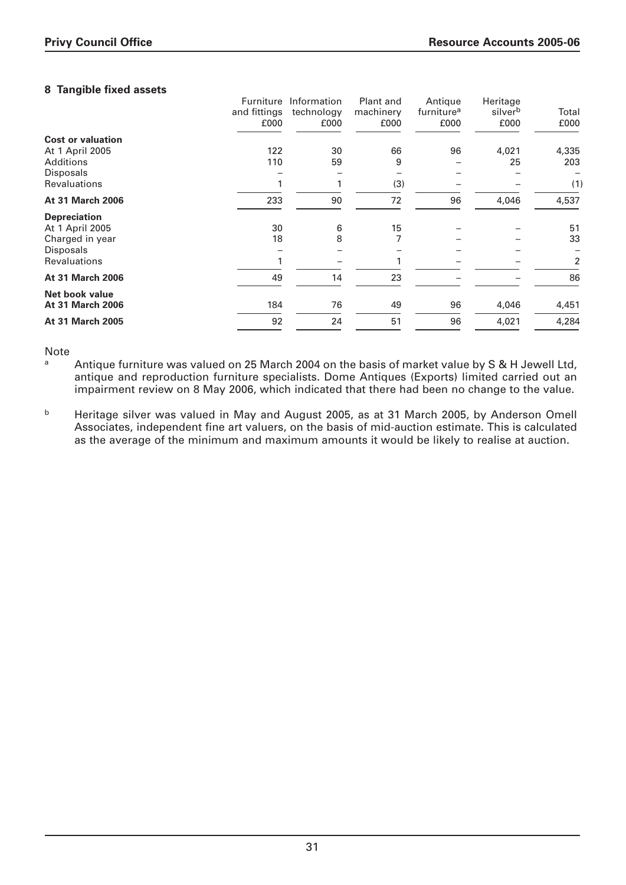## 8 Tangible fixed assets

| | Furniture and fittings £000 | Information technology £000 | Plant and machinery £000 | Antique furniture[a] £000 | Heritage silver[b] £000 | Total £000 |
|---|---|---|---|---|---|---|
| **Cost or valuation** | | | | | | |
| At 1 April 2005 | 122 | 30 | 66 | 96 | 4,021 | 4,335 |
| Additions | 110 | 59 | 9 | – | 25 | 203 |
| Disposals | – | – | – | – | – | – |
| Revaluations | 1 | 1 | (3) | – | – | (1) |
| **At 31 March 2006** | 233 | 90 | 72 | 96 | 4,046 | 4,537 |
| **Depreciation** | | | | | | |
| At 1 April 2005 | 30 | 6 | 15 | – | – | 51 |
| Charged in year | 18 | 8 | 7 | – | – | 33 |
| Disposals | – | – | – | – | – | – |
| Revaluations | 1 | – | 1 | – | – | 2 |
| **At 31 March 2006** | 49 | 14 | 23 | – | – | 86 |
| **Net book value** | | | | | | |
| **At 31 March 2006** | 184 | 76 | 49 | 96 | 4,046 | 4,451 |
| **At 31 March 2005** | 92 | 24 | 51 | 96 | 4,021 | 4,284 |

Note

[a] Antique furniture was valued on 25 March 2004 on the basis of market value by S & H Jewell Ltd, antique and reproduction furniture specialists. Dome Antiques (Exports) limited carried out an impairment review on 8 May 2006, which indicated that there had been no change to the value.

[b] Heritage silver was valued in May and August 2005, as at 31 March 2005, by Anderson Omell Associates, independent fine art valuers, on the basis of mid-auction estimate. This is calculated as the average of the minimum and maximum amounts it would be likely to realise at auction.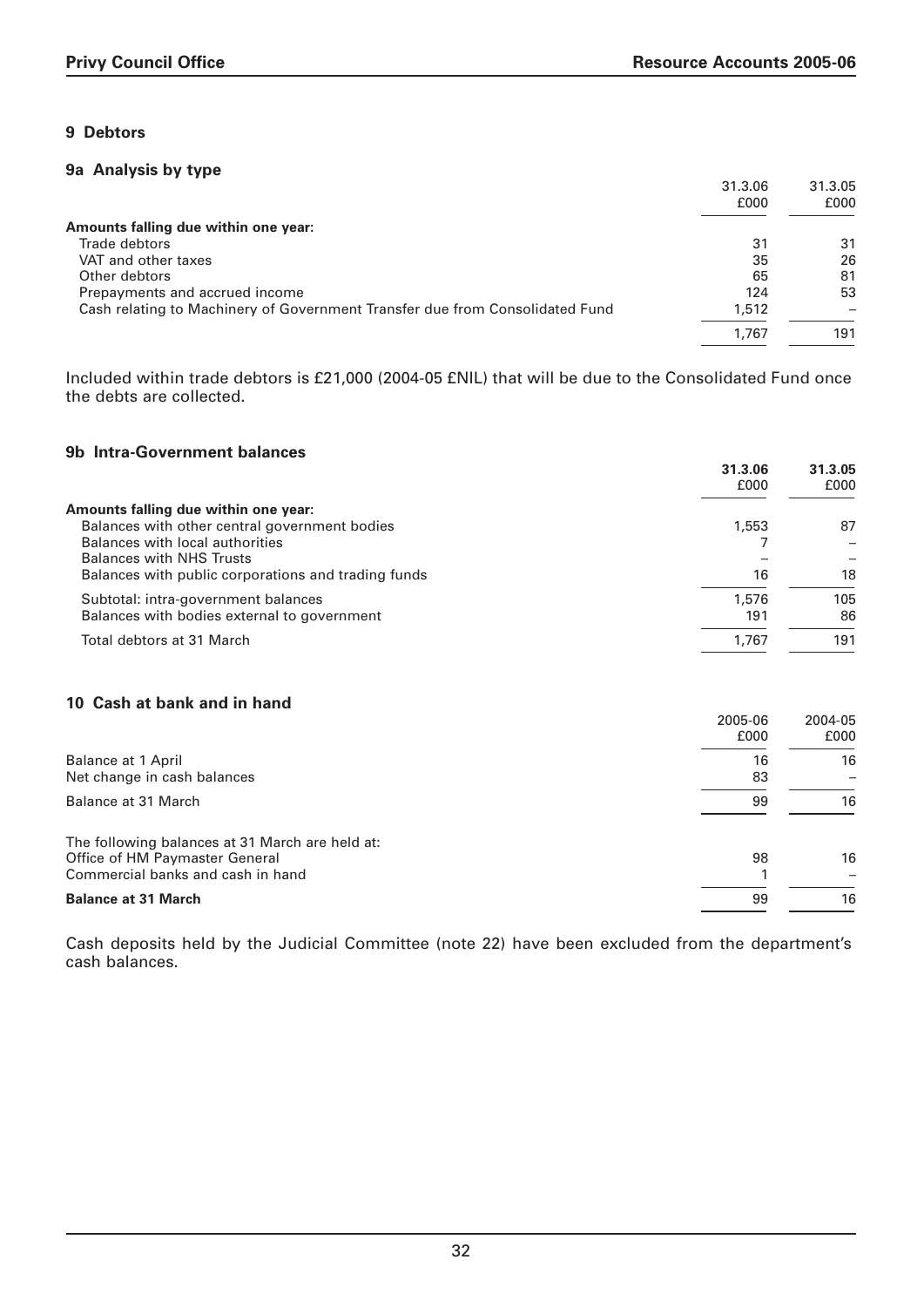## 9 Debtors

### 9a Analysis by type

| | 31.3.06 £000 | 31.3.05 £000 |
|---|---|---|
| **Amounts falling due within one year:** | | |
| Trade debtors | 31 | 31 |
| VAT and other taxes | 35 | 26 |
| Other debtors | 65 | 81 |
| Prepayments and accrued income | 124 | 53 |
| Cash relating to Machinery of Government Transfer due from Consolidated Fund | 1,512 | – |
| | 1,767 | 191 |

Included within trade debtors is £21,000 (2004-05 £NIL) that will be due to the Consolidated Fund once the debts are collected.

### 9b Intra-Government balances

| | **31.3.06** £000 | **31.3.05** £000 |
|---|---|---|
| **Amounts falling due within one year:** | | |
| Balances with other central government bodies | 1,553 | 87 |
| Balances with local authorities | 7 | – |
| Balances with NHS Trusts | – | – |
| Balances with public corporations and trading funds | 16 | 18 |
| Subtotal: intra-government balances | 1,576 | 105 |
| Balances with bodies external to government | 191 | 86 |
| Total debtors at 31 March | 1,767 | 191 |

## 10 Cash at bank and in hand

| | 2005-06 £000 | 2004-05 £000 |
|---|---|---|
| Balance at 1 April | 16 | 16 |
| Net change in cash balances | 83 | – |
| Balance at 31 March | 99 | 16 |
| The following balances at 31 March are held at: | | |
| Office of HM Paymaster General | 98 | 16 |
| Commercial banks and cash in hand | 1 | – |
| **Balance at 31 March** | 99 | 16 |

Cash deposits held by the Judicial Committee (note 22) have been excluded from the department's cash balances.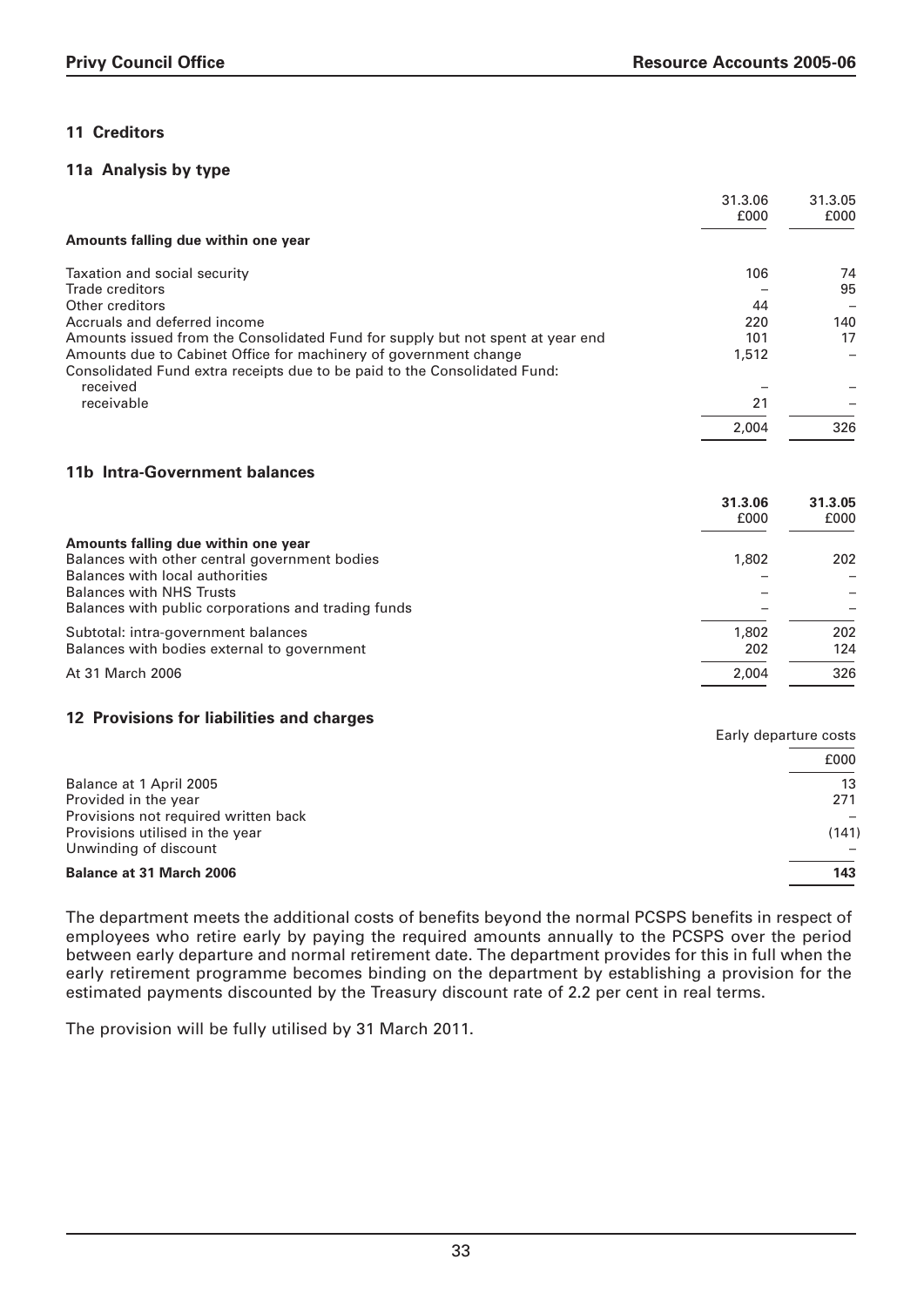## 11 Creditors

### 11a Analysis by type

| | 31.3.06 £000 | 31.3.05 £000 |
|---|---|---|
| **Amounts falling due within one year** | | |
| Taxation and social security | 106 | 74 |
| Trade creditors | – | 95 |
| Other creditors | 44 | – |
| Accruals and deferred income | 220 | 140 |
| Amounts issued from the Consolidated Fund for supply but not spent at year end | 101 | 17 |
| Amounts due to Cabinet Office for machinery of government change | 1,512 | – |
| Consolidated Fund extra receipts due to be paid to the Consolidated Fund: | | |
| received | – | – |
| receivable | 21 | – |
| | 2,004 | 326 |

### 11b Intra-Government balances

| | **31.3.06** £000 | **31.3.05** £000 |
|---|---|---|
| **Amounts falling due within one year** | | |
| Balances with other central government bodies | 1,802 | 202 |
| Balances with local authorities | – | – |
| Balances with NHS Trusts | – | – |
| Balances with public corporations and trading funds | – | – |
| Subtotal: intra-government balances | 1,802 | 202 |
| Balances with bodies external to government | 202 | 124 |
| At 31 March 2006 | 2,004 | 326 |

## 12 Provisions for liabilities and charges

| | Early departure costs £000 |
|---|---|
| Balance at 1 April 2005 | 13 |
| Provided in the year | 271 |
| Provisions not required written back | – |
| Provisions utilised in the year | (141) |
| Unwinding of discount | – |
| **Balance at 31 March 2006** | **143** |

The department meets the additional costs of benefits beyond the normal PCSPS benefits in respect of employees who retire early by paying the required amounts annually to the PCSPS over the period between early departure and normal retirement date. The department provides for this in full when the early retirement programme becomes binding on the department by establishing a provision for the estimated payments discounted by the Treasury discount rate of 2.2 per cent in real terms.

The provision will be fully utilised by 31 March 2011.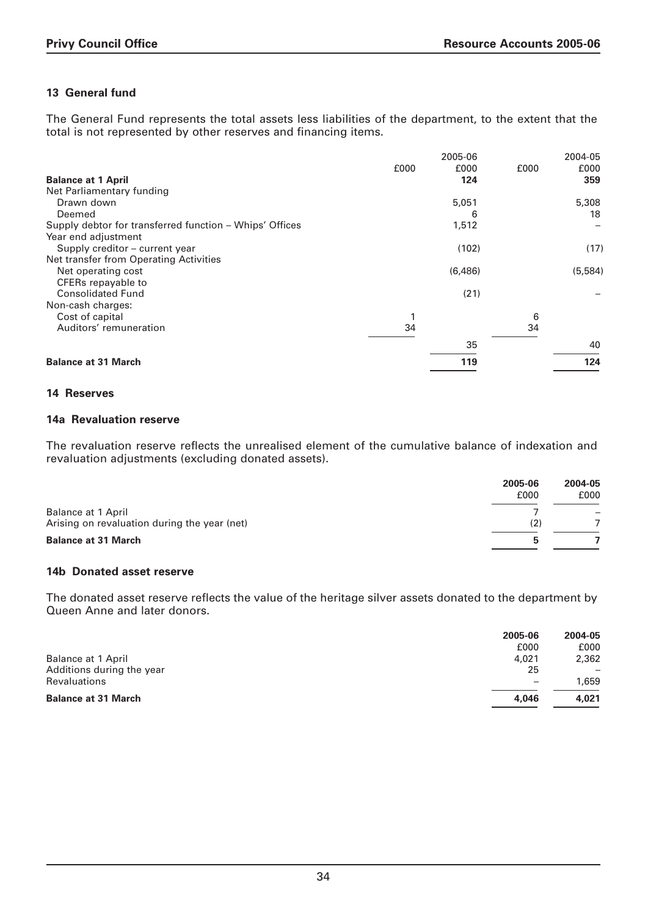## 13 General fund

The General Fund represents the total assets less liabilities of the department, to the extent that the total is not represented by other reserves and financing items.

| | | 2005-06 | | 2004-05 |
|---|---|---|---|---|
| | £000 | £000 | £000 | £000 |
| **Balance at 1 April** | | **124** | | **359** |
| Net Parliamentary funding | | | | |
| Drawn down | | 5,051 | | 5,308 |
| Deemed | | 6 | | 18 |
| Supply debtor for transferred function – Whips' Offices | | 1,512 | | – |
| Year end adjustment | | | | |
| Supply creditor – current year | | (102) | | (17) |
| Net transfer from Operating Activities | | | | |
| Net operating cost | | (6,486) | | (5,584) |
| CFERs repayable to Consolidated Fund | | (21) | | – |
| Non-cash charges: | | | | |
| Cost of capital | 1 | | 6 | |
| Auditors' remuneration | 34 | | 34 | |
| | | 35 | | 40 |
| **Balance at 31 March** | | **119** | | **124** |

## 14 Reserves

### 14a Revaluation reserve

The revaluation reserve reflects the unrealised element of the cumulative balance of indexation and revaluation adjustments (excluding donated assets).

| | 2005-06 | 2004-05 |
|---|---|---|
| | £000 | £000 |
| Balance at 1 April | 7 | – |
| Arising on revaluation during the year (net) | (2) | 7 |
| **Balance at 31 March** | **5** | **7** |

### 14b Donated asset reserve

The donated asset reserve reflects the value of the heritage silver assets donated to the department by Queen Anne and later donors.

| | 2005-06 | 2004-05 |
|---|---|---|
| | £000 | £000 |
| Balance at 1 April | 4,021 | 2,362 |
| Additions during the year | 25 | – |
| Revaluations | – | 1,659 |
| **Balance at 31 March** | **4,046** | **4,021** |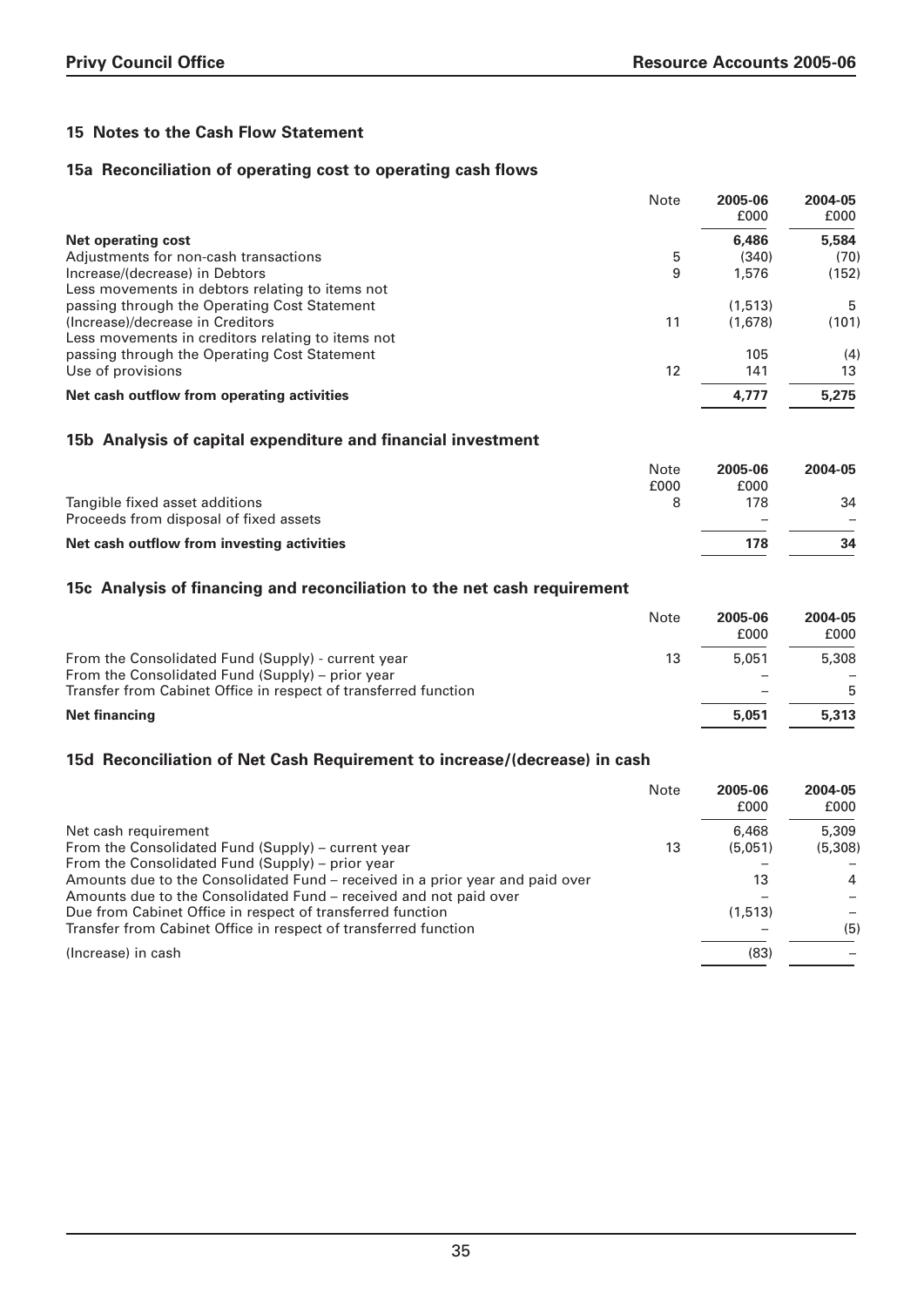## 15 Notes to the Cash Flow Statement

### 15a Reconciliation of operating cost to operating cash flows

| | Note | 2005-06 £000 | 2004-05 £000 |
|---|---|---|---|
| **Net operating cost** | | **6,486** | **5,584** |
| Adjustments for non-cash transactions | 5 | (340) | (70) |
| Increase/(decrease) in Debtors | 9 | 1,576 | (152) |
| Less movements in debtors relating to items not passing through the Operating Cost Statement | | (1,513) | 5 |
| (Increase)/decrease in Creditors | 11 | (1,678) | (101) |
| Less movements in creditors relating to items not passing through the Operating Cost Statement | | 105 | (4) |
| Use of provisions | 12 | 141 | 13 |
| **Net cash outflow from operating activities** | | **4,777** | **5,275** |

### 15b Analysis of capital expenditure and financial investment

| | Note £000 | 2005-06 £000 | 2004-05 |
|---|---|---|---|
| Tangible fixed asset additions | 8 | 178 | 34 |
| Proceeds from disposal of fixed assets | | – | – |
| **Net cash outflow from investing activities** | | **178** | **34** |

### 15c Analysis of financing and reconciliation to the net cash requirement

| | Note | 2005-06 £000 | 2004-05 £000 |
|---|---|---|---|
| From the Consolidated Fund (Supply) - current year | 13 | 5,051 | 5,308 |
| From the Consolidated Fund (Supply) – prior year | | – | – |
| Transfer from Cabinet Office in respect of transferred function | | – | 5 |
| **Net financing** | | **5,051** | **5,313** |

### 15d Reconciliation of Net Cash Requirement to increase/(decrease) in cash

| | Note | 2005-06 £000 | 2004-05 £000 |
|---|---|---|---|
| Net cash requirement | | 6,468 | 5,309 |
| From the Consolidated Fund (Supply) – current year | 13 | (5,051) | (5,308) |
| From the Consolidated Fund (Supply) – prior year | | – | – |
| Amounts due to the Consolidated Fund – received in a prior year and paid over | | 13 | 4 |
| Amounts due to the Consolidated Fund – received and not paid over | | – | – |
| Due from Cabinet Office in respect of transferred function | | (1,513) | – |
| Transfer from Cabinet Office in respect of transferred function | | – | (5) |
| (Increase) in cash | | (83) | – |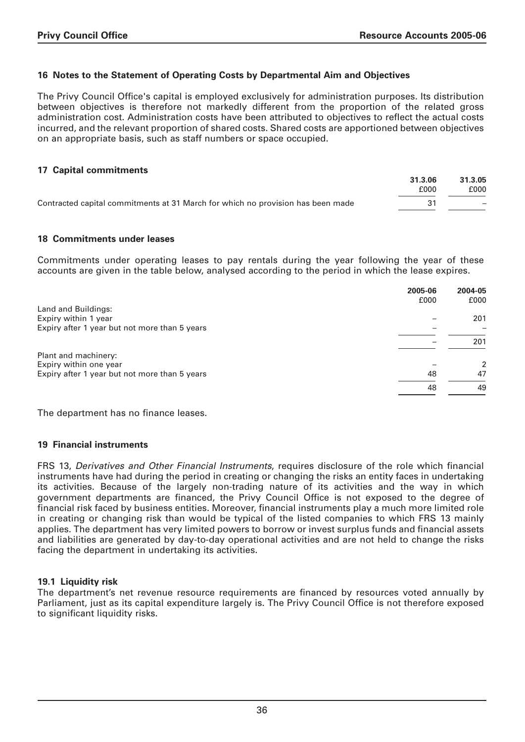### 16 Notes to the Statement of Operating Costs by Departmental Aim and Objectives

The Privy Council Office's capital is employed exclusively for administration purposes. Its distribution between objectives is therefore not markedly different from the proportion of the related gross administration cost. Administration costs have been attributed to objectives to reflect the actual costs incurred, and the relevant proportion of shared costs. Shared costs are apportioned between objectives on an appropriate basis, such as staff numbers or space occupied.

### 17 Capital commitments

| | 31.3.06 | 31.3.05 |
|---|---|---|
| | £000 | £000 |
| Contracted capital commitments at 31 March for which no provision has been made | 31 | – |

### 18 Commitments under leases

Commitments under operating leases to pay rentals during the year following the year of these accounts are given in the table below, analysed according to the period in which the lease expires.

| | 2005-06 | 2004-05 |
|---|---|---|
| | £000 | £000 |
| Land and Buildings: | | |
| Expiry within 1 year | – | 201 |
| Expiry after 1 year but not more than 5 years | – | – |
| | – | 201 |
| Plant and machinery: | | |
| Expiry within one year | – | 2 |
| Expiry after 1 year but not more than 5 years | 48 | 47 |
| | 48 | 49 |

The department has no finance leases.

### 19 Financial instruments

FRS 13, *Derivatives and Other Financial Instruments*, requires disclosure of the role which financial instruments have had during the period in creating or changing the risks an entity faces in undertaking its activities. Because of the largely non-trading nature of its activities and the way in which government departments are financed, the Privy Council Office is not exposed to the degree of financial risk faced by business entities. Moreover, financial instruments play a much more limited role in creating or changing risk than would be typical of the listed companies to which FRS 13 mainly applies. The department has very limited powers to borrow or invest surplus funds and financial assets and liabilities are generated by day-to-day operational activities and are not held to change the risks facing the department in undertaking its activities.

#### 19.1 Liquidity risk

The department's net revenue resource requirements are financed by resources voted annually by Parliament, just as its capital expenditure largely is. The Privy Council Office is not therefore exposed to significant liquidity risks.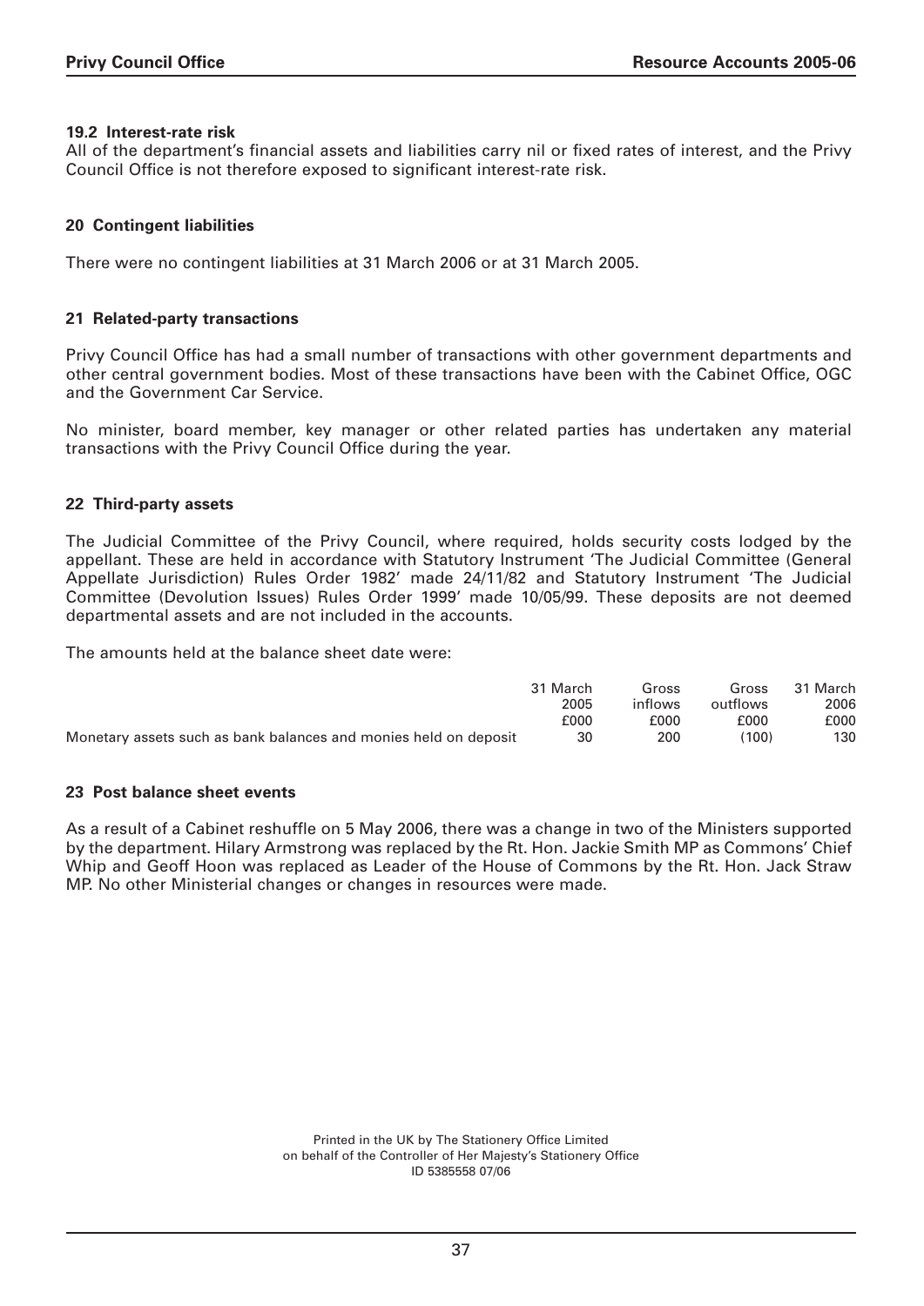### 19.2 Interest-rate risk

All of the department's financial assets and liabilities carry nil or fixed rates of interest, and the Privy Council Office is not therefore exposed to significant interest-rate risk.

### 20 Contingent liabilities

There were no contingent liabilities at 31 March 2006 or at 31 March 2005.

### 21 Related-party transactions

Privy Council Office has had a small number of transactions with other government departments and other central government bodies. Most of these transactions have been with the Cabinet Office, OGC and the Government Car Service.

No minister, board member, key manager or other related parties has undertaken any material transactions with the Privy Council Office during the year.

### 22 Third-party assets

The Judicial Committee of the Privy Council, where required, holds security costs lodged by the appellant. These are held in accordance with Statutory Instrument 'The Judicial Committee (General Appellate Jurisdiction) Rules Order 1982' made 24/11/82 and Statutory Instrument 'The Judicial Committee (Devolution Issues) Rules Order 1999' made 10/05/99. These deposits are not deemed departmental assets and are not included in the accounts.

The amounts held at the balance sheet date were:

| | 31 March 2005 | Gross inflows | Gross outflows | 31 March 2006 |
|---|---|---|---|---|
| | £000 | £000 | £000 | £000 |
| Monetary assets such as bank balances and monies held on deposit | 30 | 200 | (100) | 130 |

### 23 Post balance sheet events

As a result of a Cabinet reshuffle on 5 May 2006, there was a change in two of the Ministers supported by the department. Hilary Armstrong was replaced by the Rt. Hon. Jackie Smith MP as Commons' Chief Whip and Geoff Hoon was replaced as Leader of the House of Commons by the Rt. Hon. Jack Straw MP. No other Ministerial changes or changes in resources were made.

Printed in the UK by The Stationery Office Limited
on behalf of the Controller of Her Majesty's Stationery Office
ID 5385558 07/06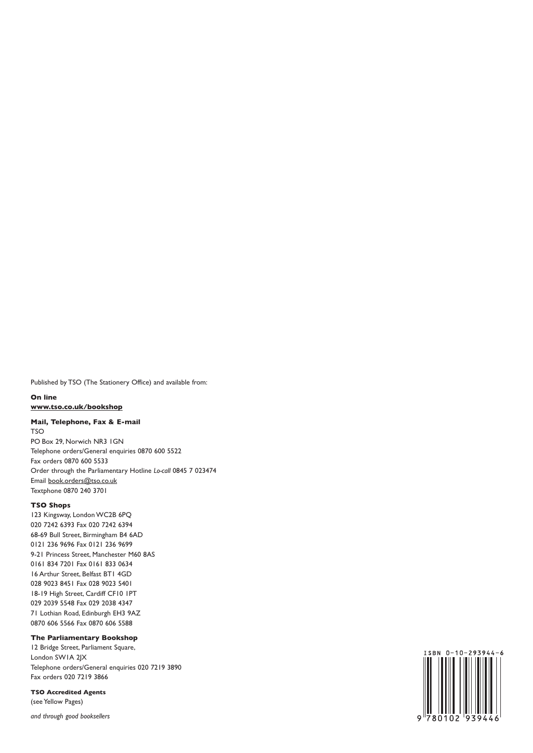Published by TSO (The Stationery Office) and available from:

**On line**
**www.tso.co.uk/bookshop**

**Mail, Telephone, Fax & E-mail**
TSO
PO Box 29, Norwich NR3 1GN
Telephone orders/General enquiries 0870 600 5522
Fax orders 0870 600 5533
Order through the Parliamentary Hotline *Lo-call* 0845 7 023474
Email book.orders@tso.co.uk
Textphone 0870 240 3701

**TSO Shops**
123 Kingsway, London WC2B 6PQ
020 7242 6393 Fax 020 7242 6394
68-69 Bull Street, Birmingham B4 6AD
0121 236 9696 Fax 0121 236 9699
9-21 Princess Street, Manchester M60 8AS
0161 834 7201 Fax 0161 833 0634
16 Arthur Street, Belfast BT1 4GD
028 9023 8451 Fax 028 9023 5401
18-19 High Street, Cardiff CF10 1PT
029 2039 5548 Fax 029 2038 4347
71 Lothian Road, Edinburgh EH3 9AZ
0870 606 5566 Fax 0870 606 5588

**The Parliamentary Bookshop**
12 Bridge Street, Parliament Square,
London SW1A 2JX
Telephone orders/General enquiries 020 7219 3890
Fax orders 020 7219 3866

**TSO Accredited Agents**
(see Yellow Pages)

*and through good booksellers*

ISBN 0-10-293944-6

9 780102 939446